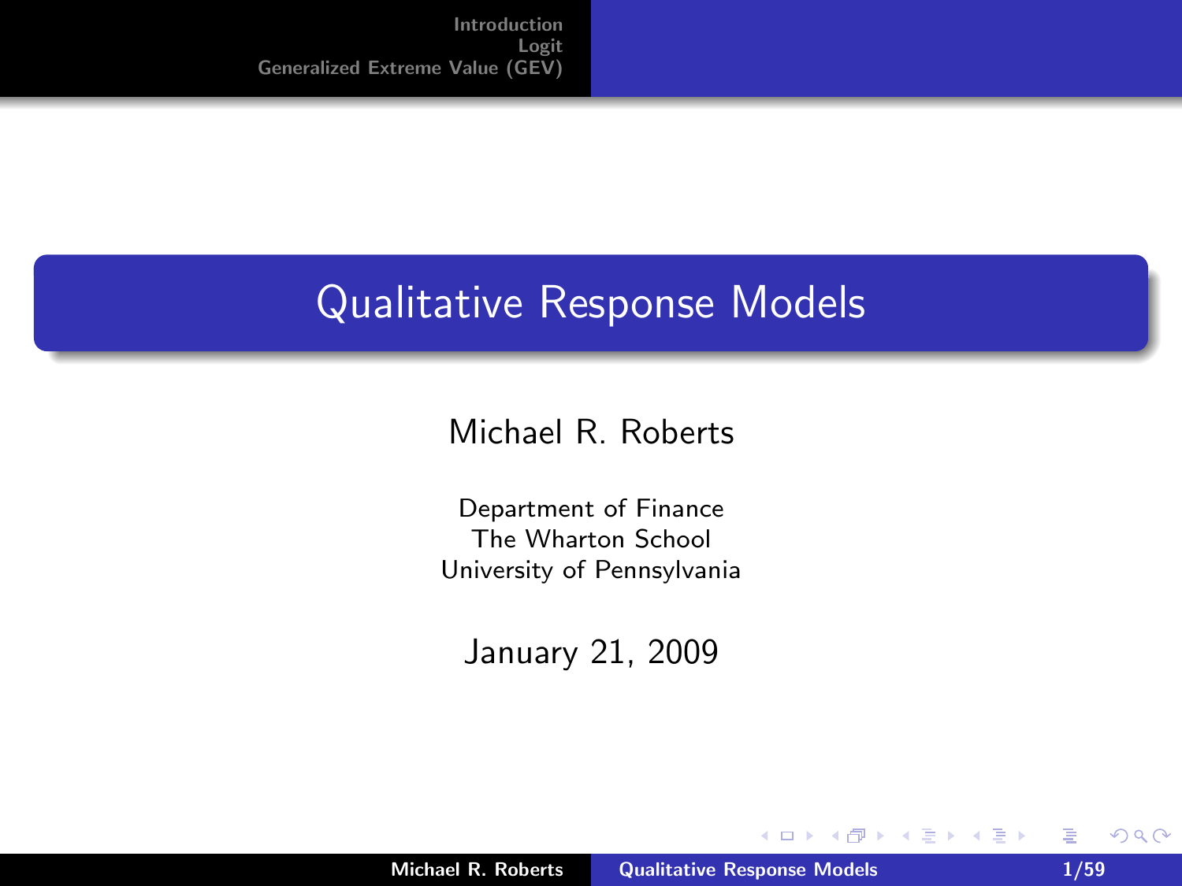# Qualitative Response Models

Michael R. Roberts

Department of Finance
The Wharton School
University of Pennsylvania

January 21, 2009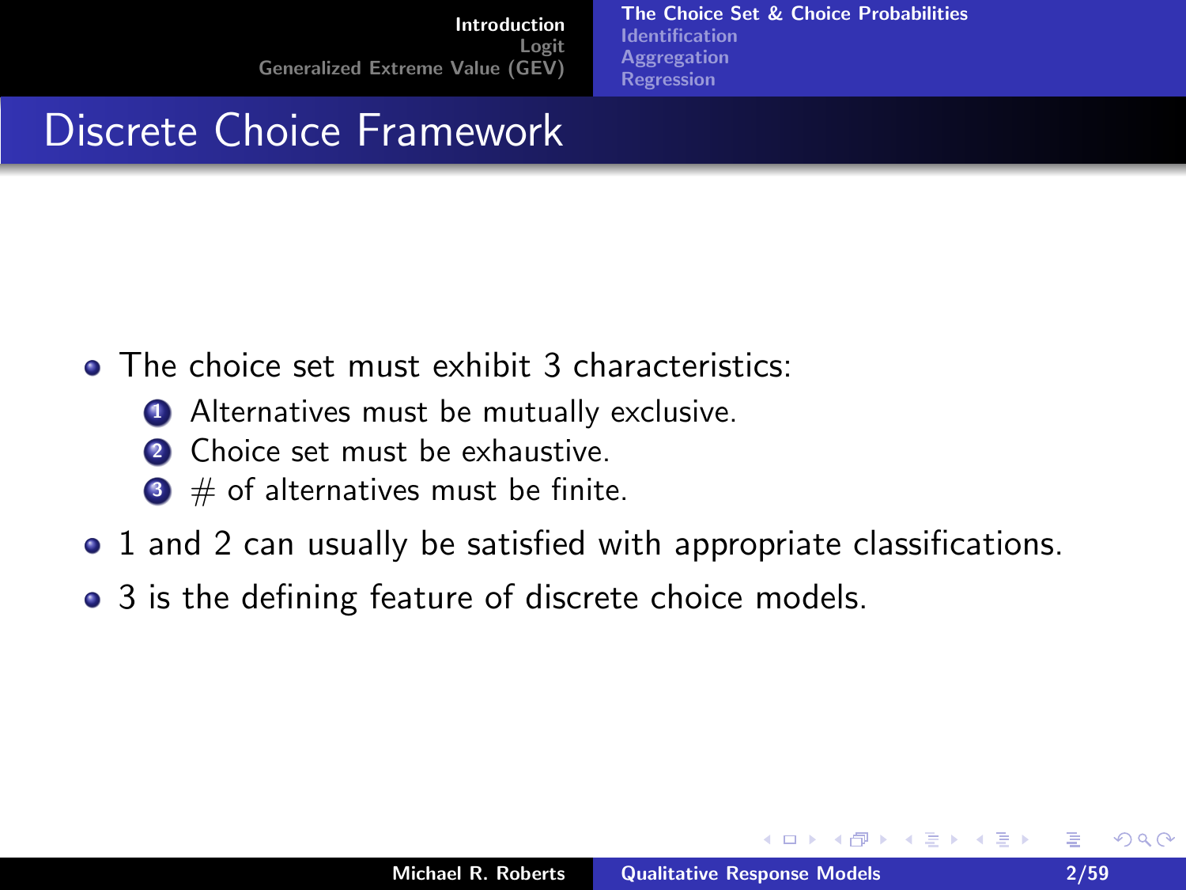## Discrete Choice Framework

- The choice set must exhibit 3 characteristics:
  1. Alternatives must be mutually exclusive.
  2. Choice set must be exhaustive.
  3. # of alternatives must be finite.
- 1 and 2 can usually be satisfied with appropriate classifications.
- 3 is the defining feature of discrete choice models.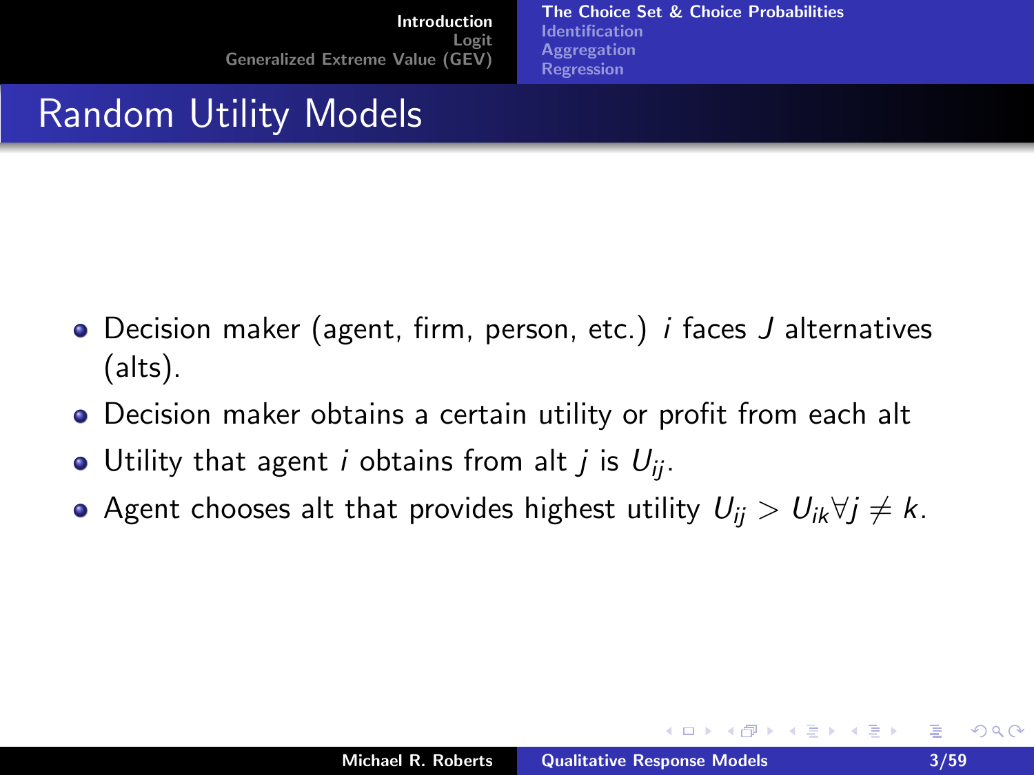# Random Utility Models

- Decision maker (agent, firm, person, etc.) $i$ faces $J$ alternatives (alts).
- Decision maker obtains a certain utility or profit from each alt
- Utility that agent $i$ obtains from alt $j$ is $U_{ij}$.
- Agent chooses alt that provides highest utility $U_{ij} > U_{ik} \forall j \neq k$.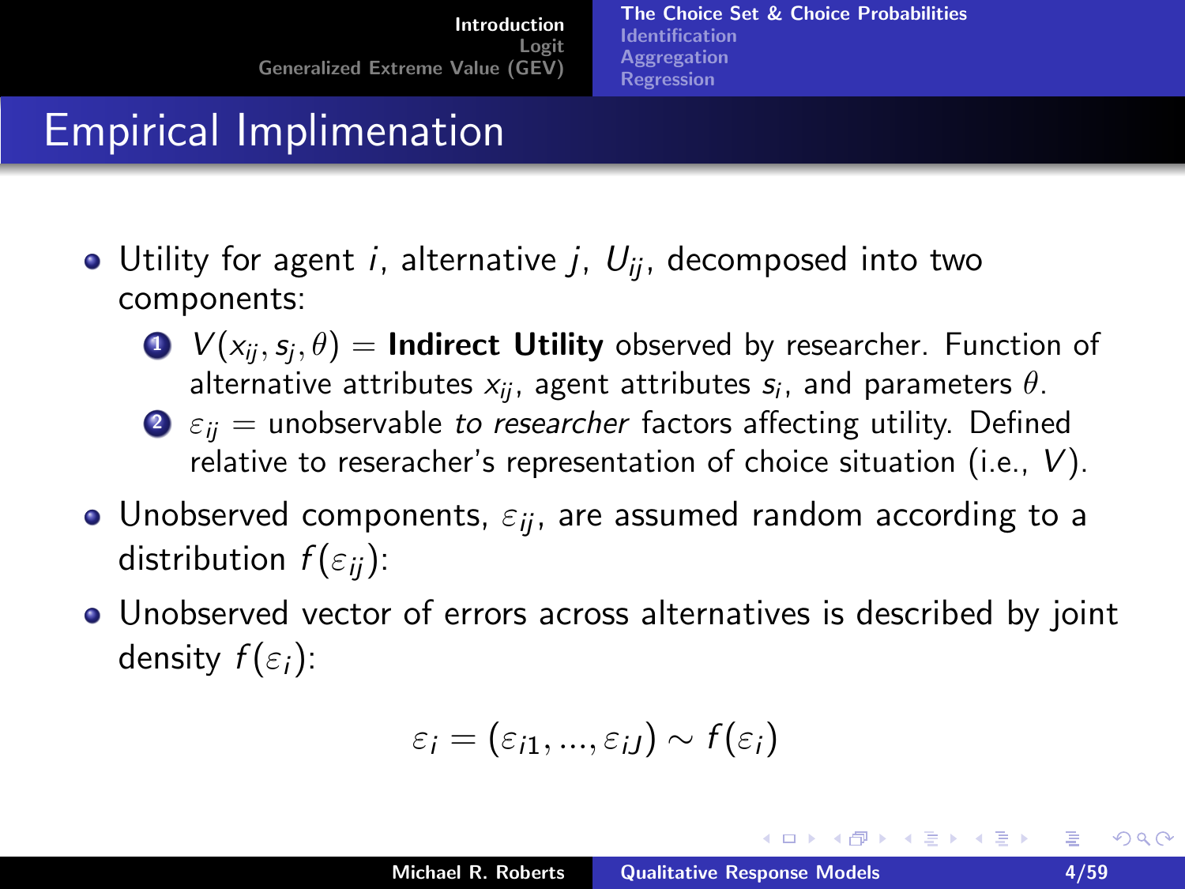# Empirical Implimenation

- Utility for agent $i$, alternative $j$, $U_{ij}$, decomposed into two components:
  1. $V(x_{ij}, s_j, \theta)$ = **Indirect Utility** observed by researcher. Function of alternative attributes $x_{ij}$, agent attributes $s_i$, and parameters $\theta$.
  2. $\varepsilon_{ij}$ = unobservable *to researcher* factors affecting utility. Defined relative to reseracher's representation of choice situation (i.e., $V$).
- Unobserved components, $\varepsilon_{ij}$, are assumed random according to a distribution $f(\varepsilon_{ij})$:
- Unobserved vector of errors across alternatives is described by joint density $f(\varepsilon_i)$:

$$\varepsilon_i = (\varepsilon_{i1}, ..., \varepsilon_{iJ}) \sim f(\varepsilon_i)$$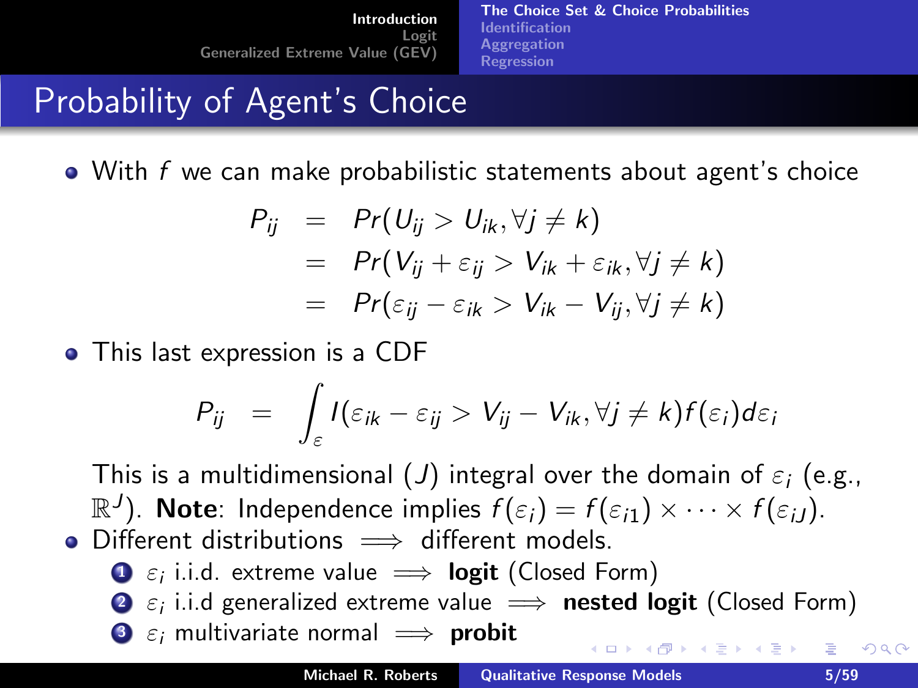# Probability of Agent's Choice

- With $f$ we can make probabilistic statements about agent's choice

$$
\begin{aligned}
P_{ij} &= Pr(U_{ij} > U_{ik}, \forall j \neq k) \\
&= Pr(V_{ij} + \varepsilon_{ij} > V_{ik} + \varepsilon_{ik}, \forall j \neq k) \\
&= Pr(\varepsilon_{ij} - \varepsilon_{ik} > V_{ik} - V_{ij}, \forall j \neq k)
\end{aligned}
$$

- This last expression is a CDF

$$
P_{ij} = \int_{\varepsilon} I(\varepsilon_{ik} - \varepsilon_{ij} > V_{ij} - V_{ik}, \forall j \neq k) f(\varepsilon_i) d\varepsilon_i
$$

  This is a multidimensional ($J$) integral over the domain of $\varepsilon_i$ (e.g., $\mathbb{R}^J$). **Note**: Independence implies $f(\varepsilon_i) = f(\varepsilon_{i1}) \times \cdots \times f(\varepsilon_{iJ})$.

- Different distributions $\implies$ different models.
  1. $\varepsilon_i$ i.i.d. extreme value $\implies$ **logit** (Closed Form)
  2. $\varepsilon_i$ i.i.d generalized extreme value $\implies$ **nested logit** (Closed Form)
  3. $\varepsilon_i$ multivariate normal $\implies$ **probit**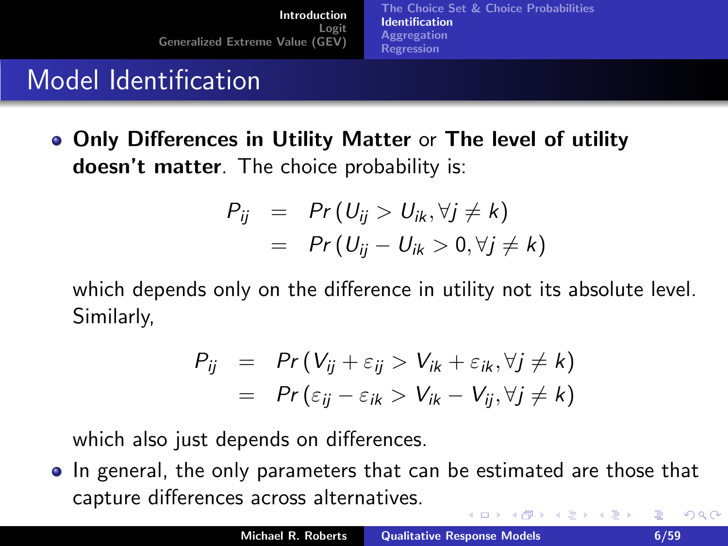## Model Identification

- **Only Differences in Utility Matter** or **The level of utility doesn't matter**. The choice probability is:

$$
\begin{aligned}
P_{ij} &= Pr\left(U_{ij} > U_{ik}, \forall j \neq k\right) \\
&= Pr\left(U_{ij} - U_{ik} > 0, \forall j \neq k\right)
\end{aligned}
$$

  which depends only on the difference in utility not its absolute level. Similarly,

$$
\begin{aligned}
P_{ij} &= Pr\left(V_{ij} + \varepsilon_{ij} > V_{ik} + \varepsilon_{ik}, \forall j \neq k\right) \\
&= Pr\left(\varepsilon_{ij} - \varepsilon_{ik} > V_{ik} - V_{ij}, \forall j \neq k\right)
\end{aligned}
$$

  which also just depends on differences.

- In general, the only parameters that can be estimated are those that capture differences across alternatives.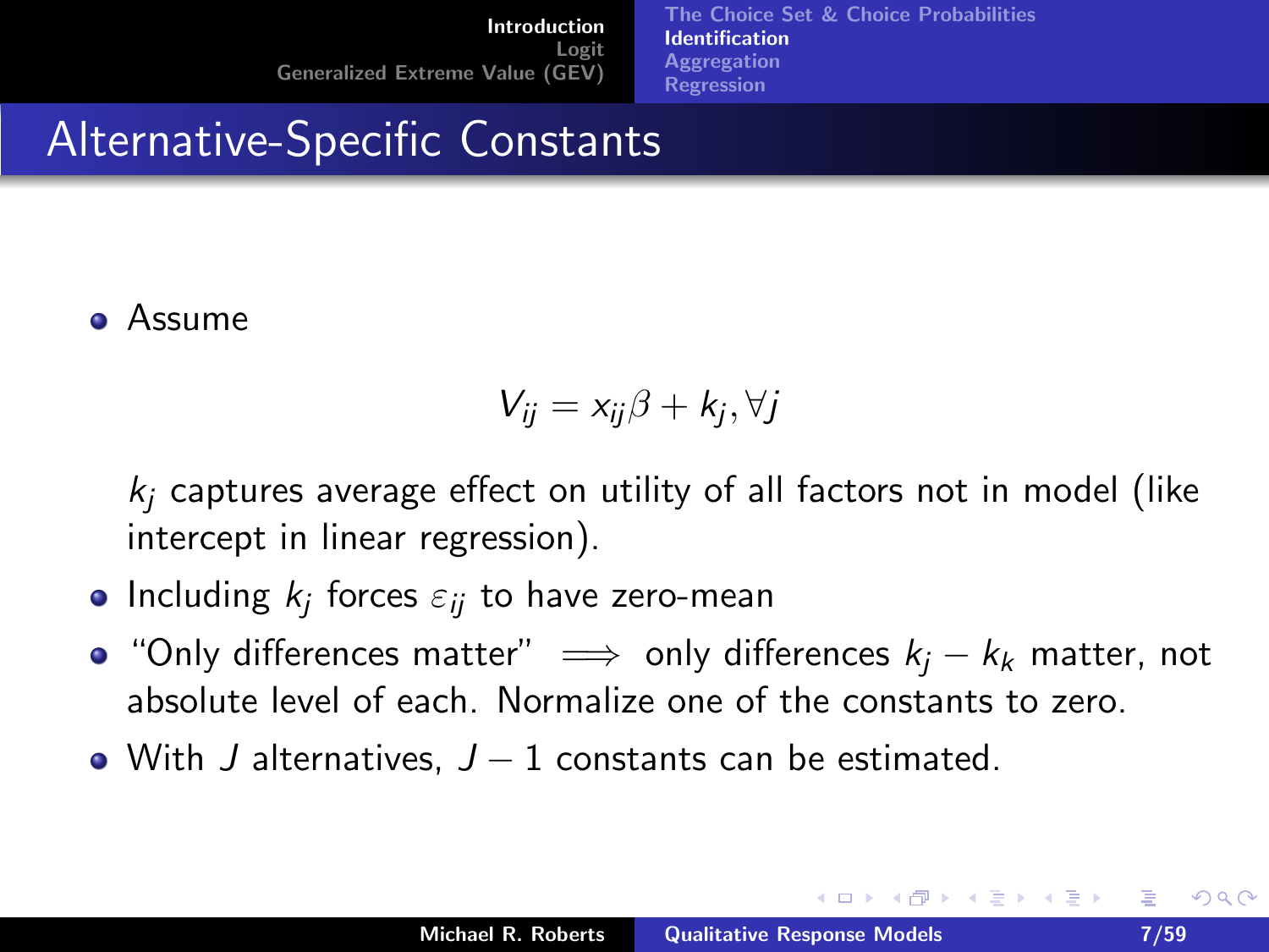# Alternative-Specific Constants

- Assume

$$V_{ij} = x_{ij}\beta + k_j, \forall j$$

  $k_j$ captures average effect on utility of all factors not in model (like intercept in linear regression).

- Including $k_j$ forces $\varepsilon_{ij}$ to have zero-mean
- "Only differences matter" $\implies$ only differences $k_j - k_k$ matter, not absolute level of each. Normalize one of the constants to zero.
- With $J$ alternatives, $J - 1$ constants can be estimated.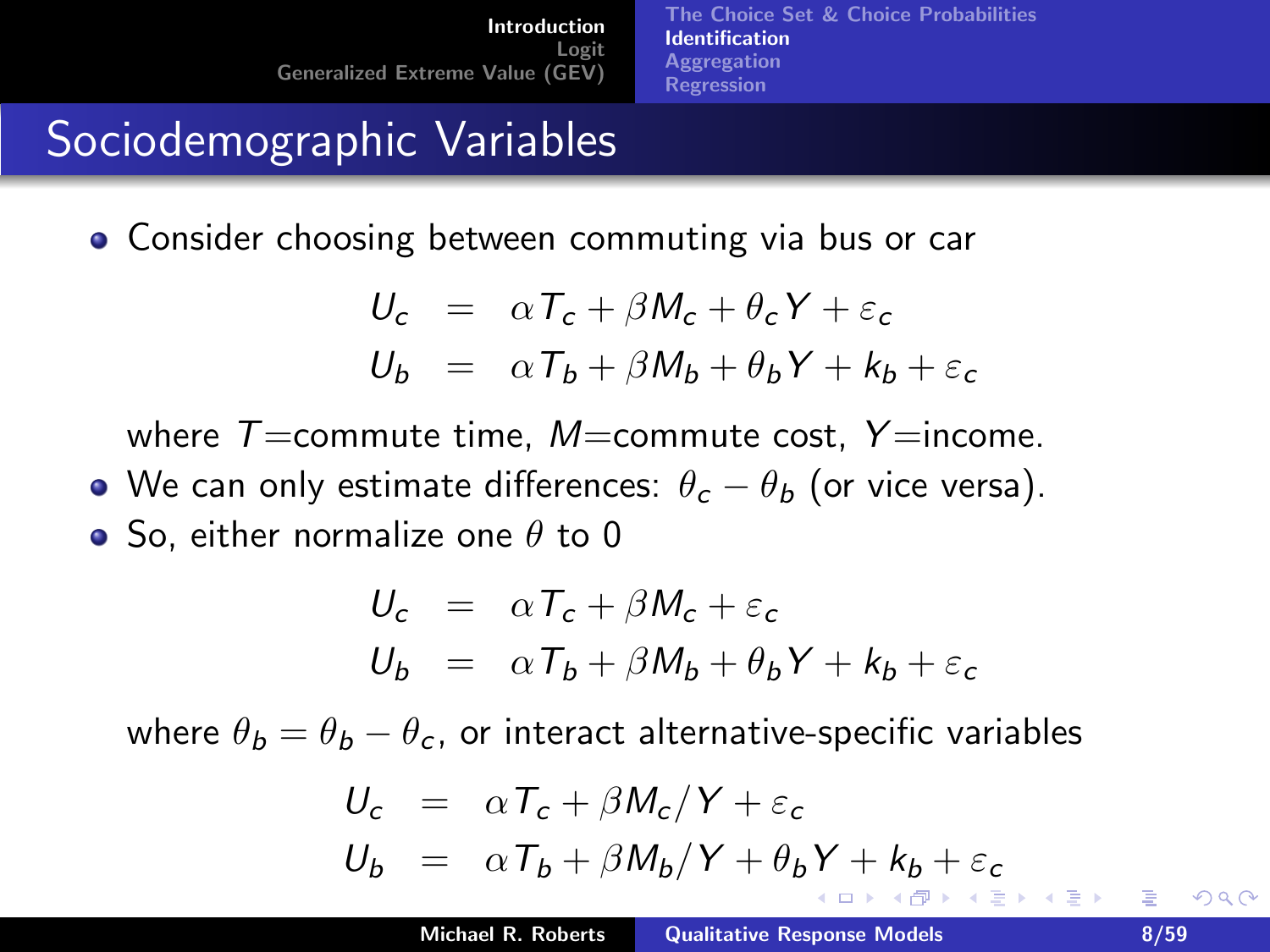# Sociodemographic Variables

- Consider choosing between commuting via bus or car

$$
\begin{aligned}
U_c &= \alpha T_c + \beta M_c + \theta_c Y + \varepsilon_c \\
U_b &= \alpha T_b + \beta M_b + \theta_b Y + k_b + \varepsilon_c
\end{aligned}
$$

  where $T$=commute time, $M$=commute cost, $Y$=income.

- We can only estimate differences: $\theta_c - \theta_b$ (or vice versa).
- So, either normalize one $\theta$ to 0

$$
\begin{aligned}
U_c &= \alpha T_c + \beta M_c + \varepsilon_c \\
U_b &= \alpha T_b + \beta M_b + \theta_b Y + k_b + \varepsilon_c
\end{aligned}
$$

  where $\theta_b = \theta_b - \theta_c$, or interact alternative-specific variables

$$
\begin{aligned}
U_c &= \alpha T_c + \beta M_c / Y + \varepsilon_c \\
U_b &= \alpha T_b + \beta M_b / Y + \theta_b Y + k_b + \varepsilon_c
\end{aligned}
$$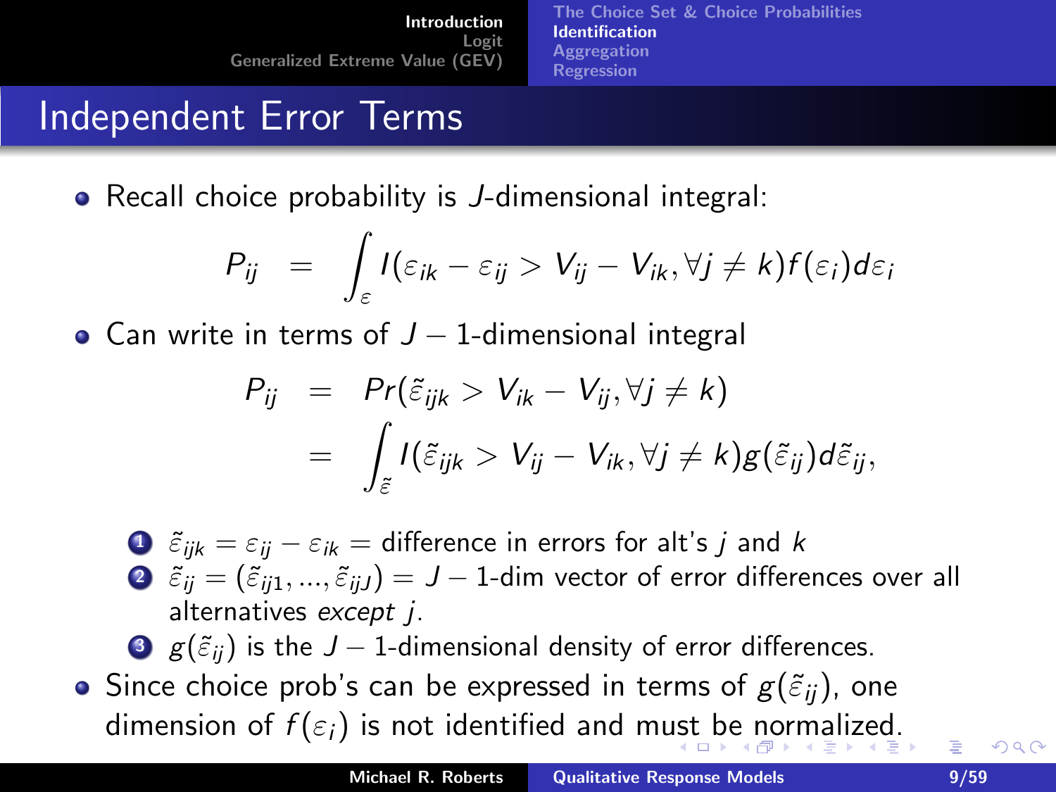# Independent Error Terms

- Recall choice probability is $J$-dimensional integral:

$$P_{ij} = \int_{\varepsilon} I(\varepsilon_{ik} - \varepsilon_{ij} > V_{ij} - V_{ik}, \forall j \neq k) f(\varepsilon_i) d\varepsilon_i$$

- Can write in terms of $J-1$-dimensional integral

$$\begin{aligned} P_{ij} &= Pr(\tilde{\varepsilon}_{ijk} > V_{ik} - V_{ij}, \forall j \neq k) \\ &= \int_{\tilde{\varepsilon}} I(\tilde{\varepsilon}_{ijk} > V_{ij} - V_{ik}, \forall j \neq k) g(\tilde{\varepsilon}_{ij}) d\tilde{\varepsilon}_{ij}, \end{aligned}$$

1. $\tilde{\varepsilon}_{ijk} = \varepsilon_{ij} - \varepsilon_{ik} =$ difference in errors for alt's $j$ and $k$
2. $\tilde{\varepsilon}_{ij} = (\tilde{\varepsilon}_{ij1}, ..., \tilde{\varepsilon}_{ijJ}) = J-1$-dim vector of error differences over all alternatives *except* $j$.
3. $g(\tilde{\varepsilon}_{ij})$ is the $J-1$-dimensional density of error differences.

- Since choice prob's can be expressed in terms of $g(\tilde{\varepsilon}_{ij})$, one dimension of $f(\varepsilon_i)$ is not identified and must be normalized.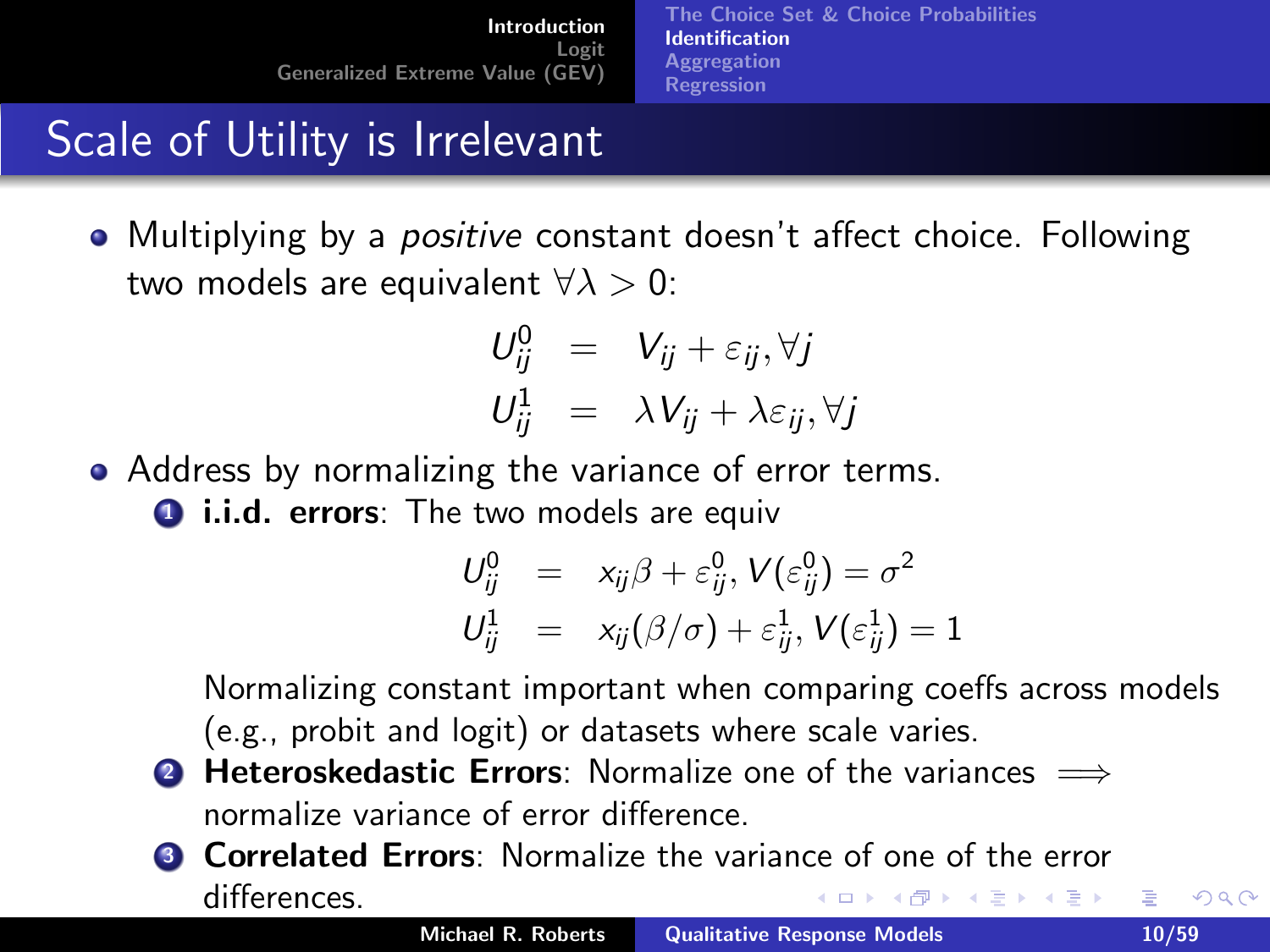# Scale of Utility is Irrelevant

- Multiplying by a *positive* constant doesn't affect choice. Following two models are equivalent $\forall \lambda > 0$:

$$
\begin{aligned}
U_{ij}^0 &= V_{ij} + \varepsilon_{ij}, \forall j \\
U_{ij}^1 &= \lambda V_{ij} + \lambda \varepsilon_{ij}, \forall j
\end{aligned}
$$

- Address by normalizing the variance of error terms.
  1. **i.i.d. errors**: The two models are equiv

$$
\begin{aligned}
U_{ij}^0 &= x_{ij}\beta + \varepsilon_{ij}^0, V(\varepsilon_{ij}^0) = \sigma^2 \\
U_{ij}^1 &= x_{ij}(\beta/\sigma) + \varepsilon_{ij}^1, V(\varepsilon_{ij}^1) = 1
\end{aligned}
$$

     Normalizing constant important when comparing coeffs across models (e.g., probit and logit) or datasets where scale varies.
  2. **Heteroskedastic Errors**: Normalize one of the variances $\implies$ normalize variance of error difference.
  3. **Correlated Errors**: Normalize the variance of one of the error differences.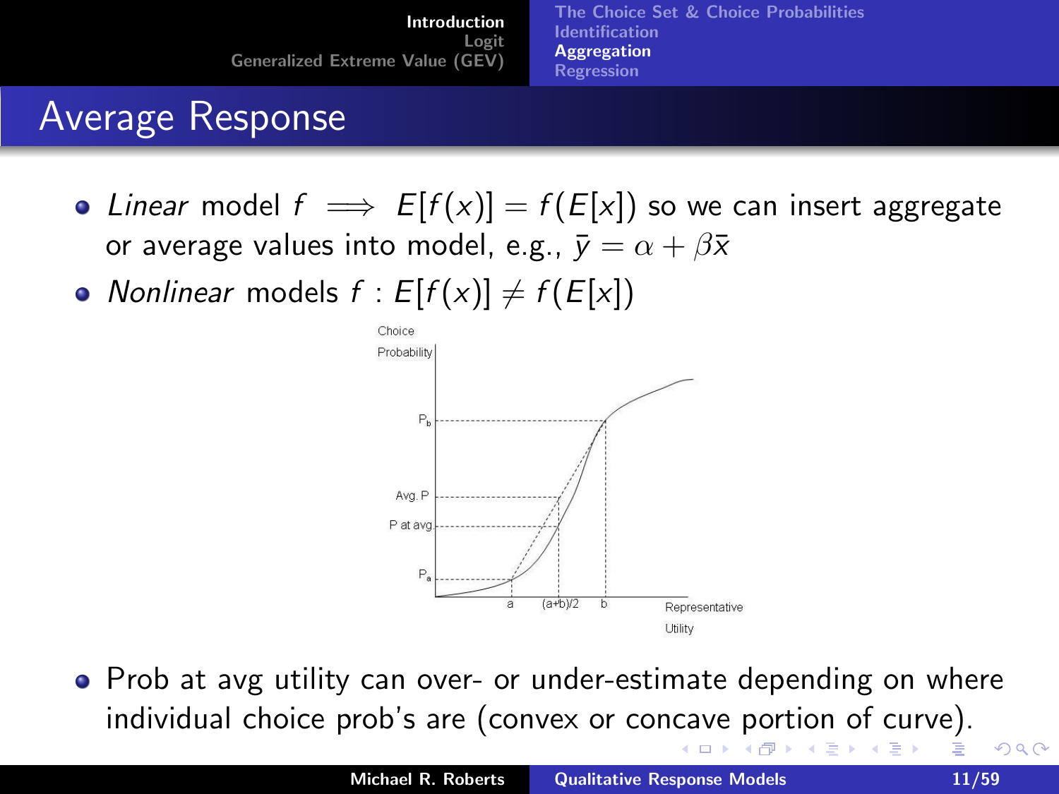## Average Response

- *Linear* model $f \implies E[f(x)] = f(E[x])$ so we can insert aggregate or average values into model, e.g., $\bar{y} = \alpha + \beta\bar{x}$
- *Nonlinear* models $f : E[f(x)] \neq f(E[x])$

- Prob at avg utility can over- or under-estimate depending on where individual choice prob's are (convex or concave portion of curve).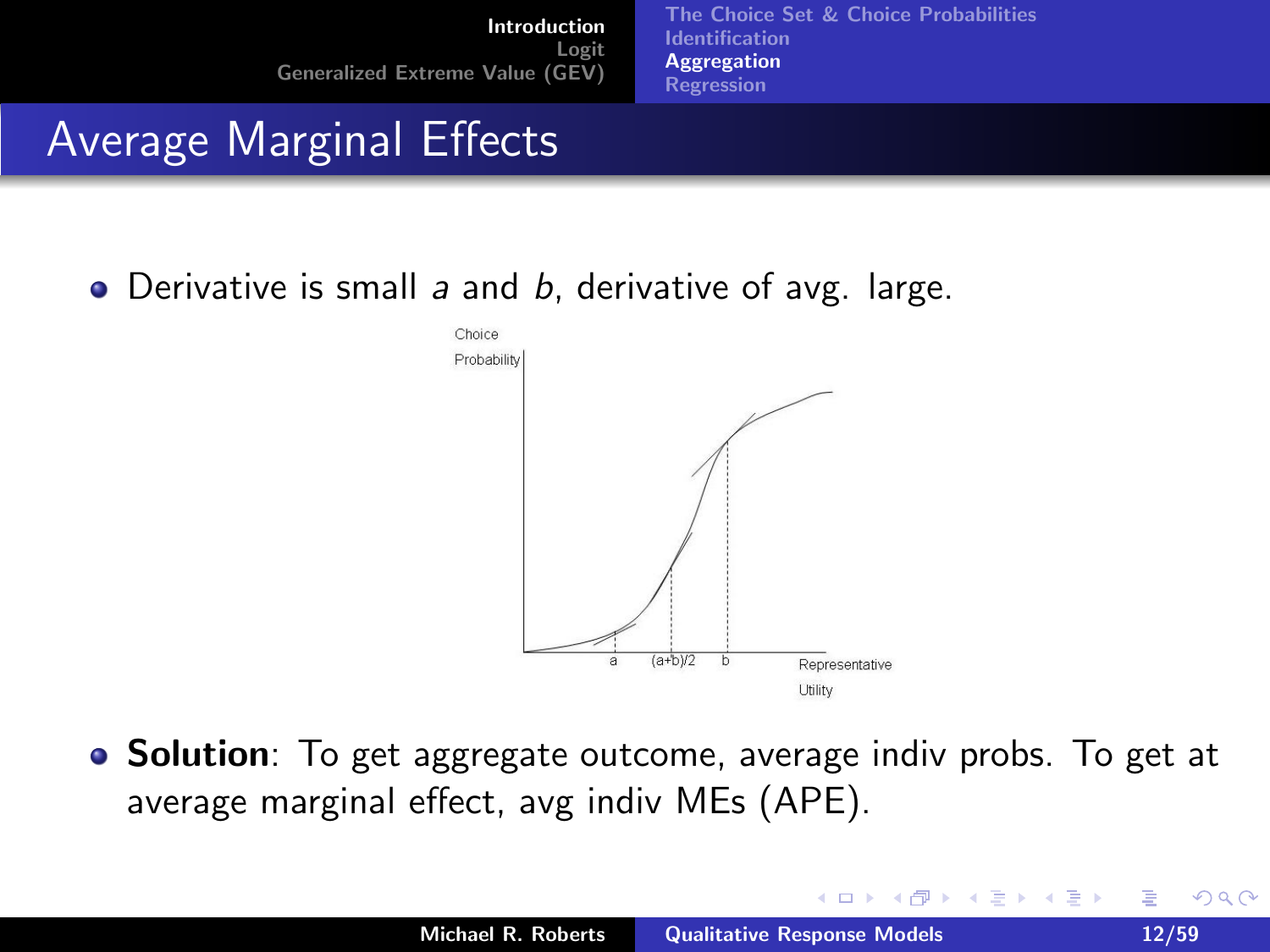# Average Marginal Effects

- Derivative is small $a$ and $b$, derivative of avg. large.

- **Solution**: To get aggregate outcome, average indiv probs. To get at average marginal effect, avg indiv MEs (APE).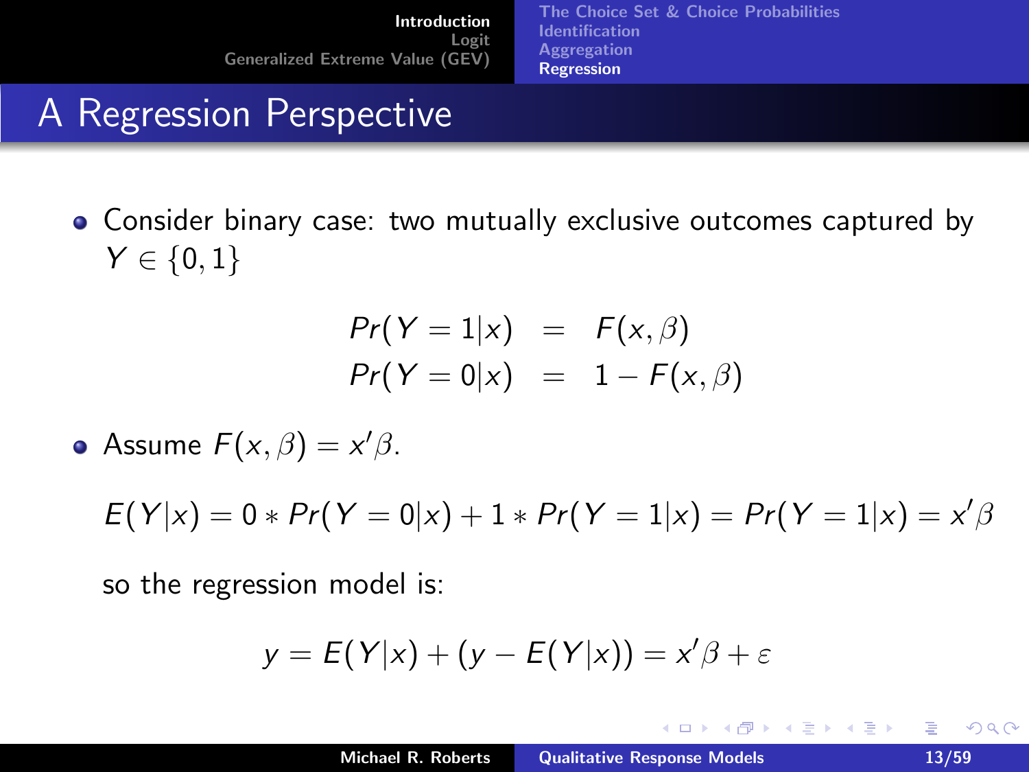# A Regression Perspective

- Consider binary case: two mutually exclusive outcomes captured by $Y \in \{0, 1\}$

$$
\begin{aligned}
Pr(Y = 1|x) &= F(x, \beta) \\
Pr(Y = 0|x) &= 1 - F(x, \beta)
\end{aligned}
$$

- Assume $F(x, \beta) = x'\beta$.

$$E(Y|x) = 0 * Pr(Y = 0|x) + 1 * Pr(Y = 1|x) = Pr(Y = 1|x) = x'\beta$$

so the regression model is:

$$y = E(Y|x) + (y - E(Y|x)) = x'\beta + \varepsilon$$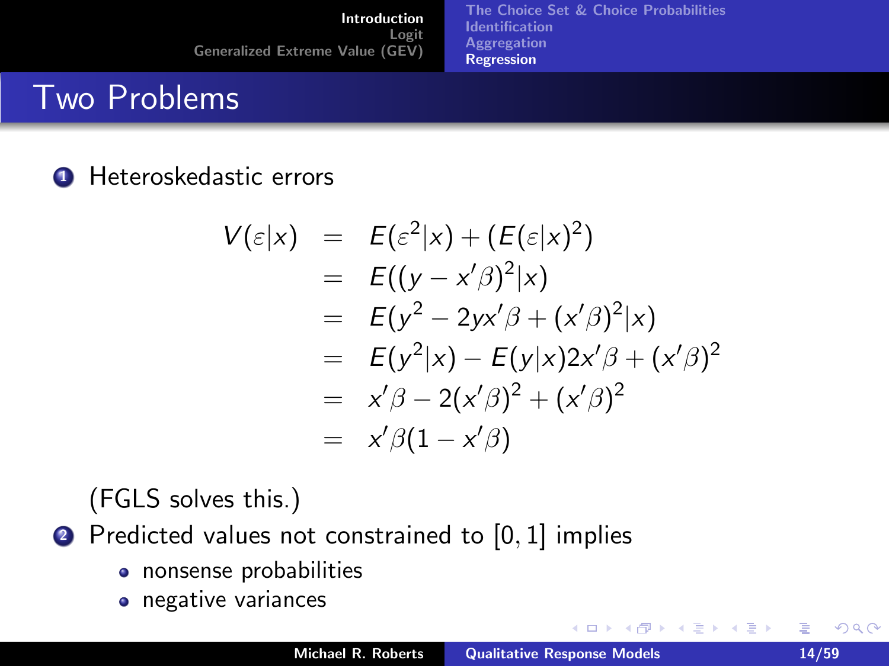## Two Problems

1. Heteroskedastic errors

$$
\begin{aligned}
V(\varepsilon|x) &= E(\varepsilon^2|x) + (E(\varepsilon|x)^2) \\
&= E((y - x'\beta)^2|x) \\
&= E(y^2 - 2yx'\beta + (x'\beta)^2|x) \\
&= E(y^2|x) - E(y|x)2x'\beta + (x'\beta)^2 \\
&= x'\beta - 2(x'\beta)^2 + (x'\beta)^2 \\
&= x'\beta(1 - x'\beta)
\end{aligned}
$$

   (FGLS solves this.)

2. Predicted values not constrained to $[0, 1]$ implies
   - nonsense probabilities
   - negative variances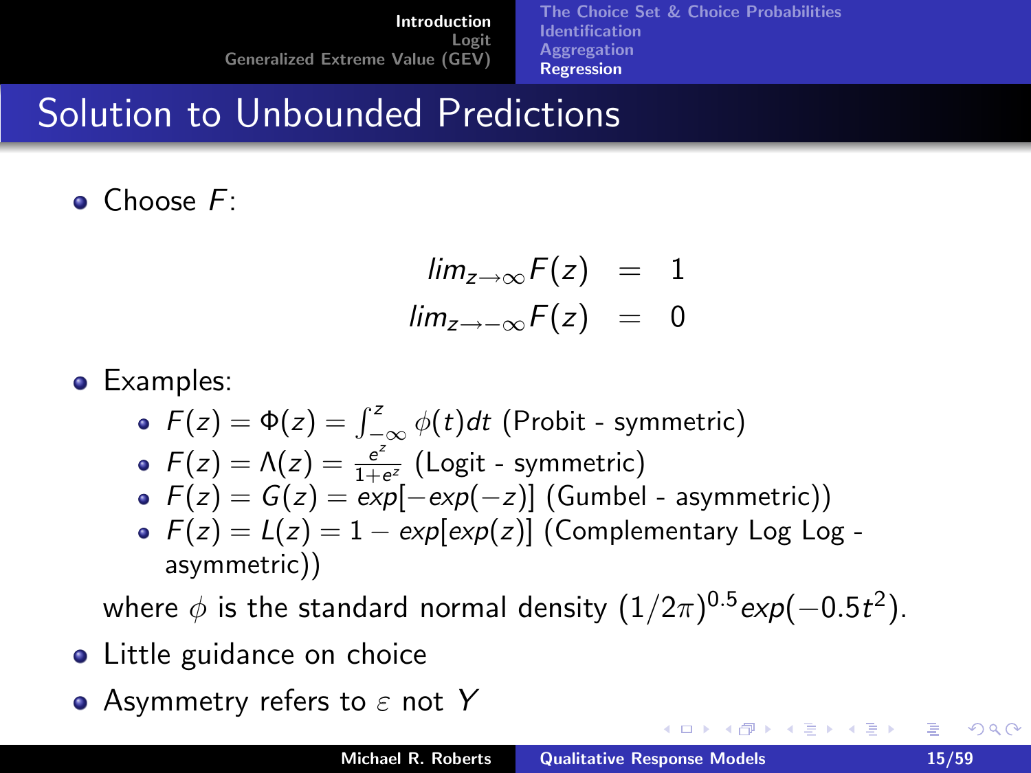# Solution to Unbounded Predictions

- Choose $F$:

$$
\begin{aligned}
lim_{z \to \infty} F(z) &= 1 \\
lim_{z \to -\infty} F(z) &= 0
\end{aligned}
$$

- Examples:
  - $F(z) = \Phi(z) = \int_{-\infty}^{z} \phi(t)dt$ (Probit - symmetric)
  - $F(z) = \Lambda(z) = \frac{e^z}{1+e^z}$ (Logit - symmetric)
  - $F(z) = G(z) = exp[-exp(-z)]$ (Gumbel - asymmetric))
  - $F(z) = L(z) = 1 - exp[exp(z)]$ (Complementary Log Log - asymmetric))

  where $\phi$ is the standard normal density $(1/2\pi)^{0.5} exp(-0.5t^2)$.

- Little guidance on choice
- Asymmetry refers to $\varepsilon$ not $Y$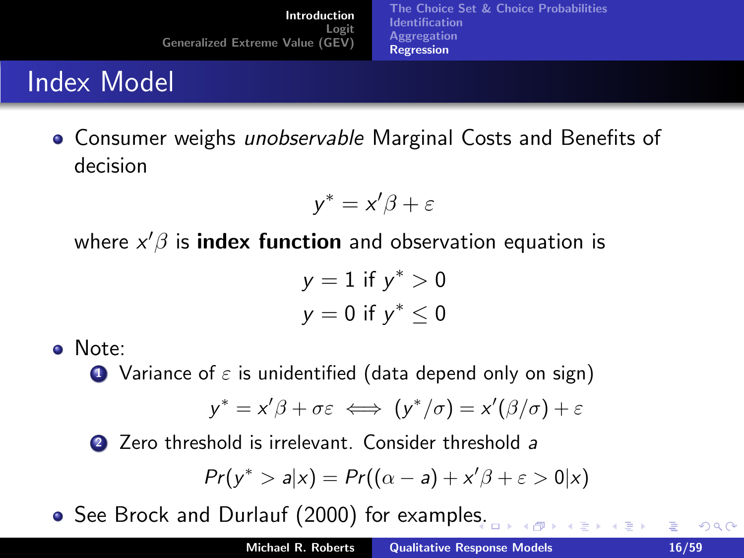# Index Model

- Consumer weighs *unobservable* Marginal Costs and Benefits of decision

$$y^* = x'\beta + \varepsilon$$

where $x'\beta$ is **index function** and observation equation is

$$y = 1 \text{ if } y^* > 0$$
$$y = 0 \text{ if } y^* \leq 0$$

- Note:
  1. Variance of $\varepsilon$ is unidentified (data depend only on sign)

  $$y^* = x'\beta + \sigma\varepsilon \iff (y^*/\sigma) = x'(\beta/\sigma) + \varepsilon$$

  2. Zero threshold is irrelevant. Consider threshold $a$

  $$Pr(y^* > a|x) = Pr((\alpha - a) + x'\beta + \varepsilon > 0|x)$$

- See Brock and Durlauf (2000) for examples.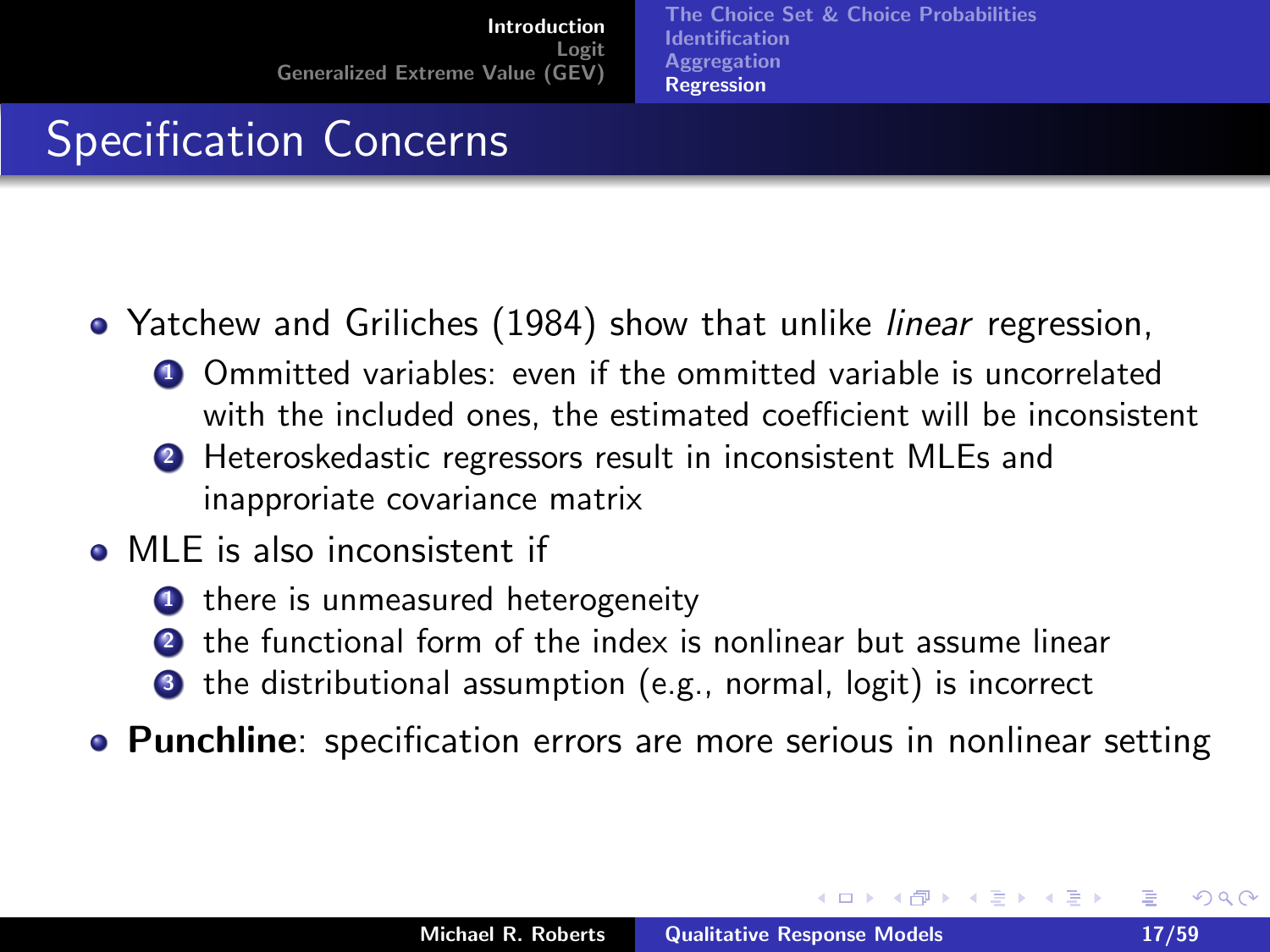## Specification Concerns

- Yatchew and Griliches (1984) show that unlike *linear* regression,
  1. Ommitted variables: even if the ommitted variable is uncorrelated with the included ones, the estimated coefficient will be inconsistent
  2. Heteroskedastic regressors result in inconsistent MLEs and inapproriate covariance matrix
- MLE is also inconsistent if
  1. there is unmeasured heterogeneity
  2. the functional form of the index is nonlinear but assume linear
  3. the distributional assumption (e.g., normal, logit) is incorrect
- **Punchline**: specification errors are more serious in nonlinear setting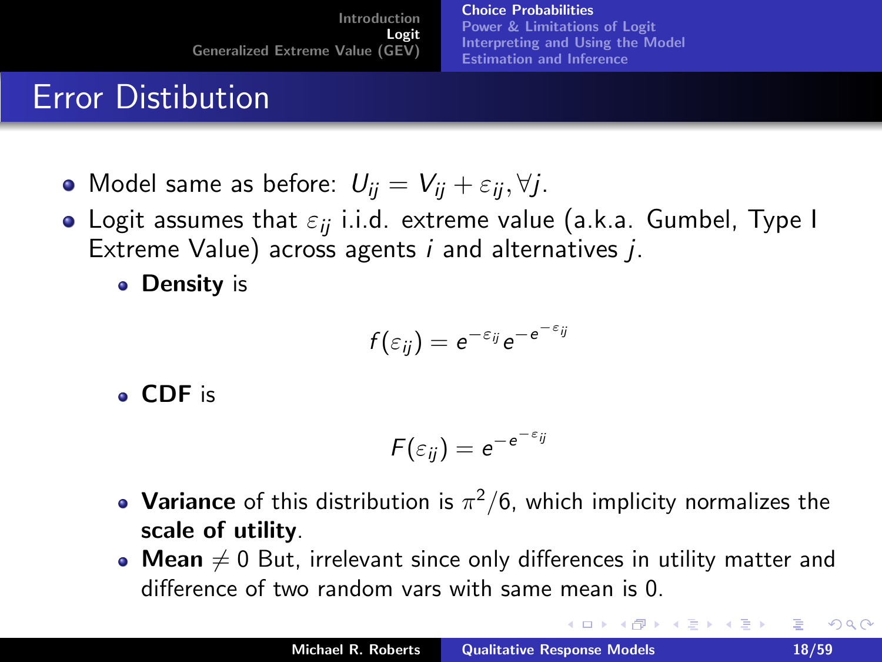# Error Distibution

- Model same as before: $U_{ij} = V_{ij} + \varepsilon_{ij}, \forall j$.
- Logit assumes that $\varepsilon_{ij}$ i.i.d. extreme value (a.k.a. Gumbel, Type I Extreme Value) across agents $i$ and alternatives $j$.
  - **Density** is

$$f(\varepsilon_{ij}) = e^{-\varepsilon_{ij}} e^{-e^{-\varepsilon_{ij}}}$$

  - **CDF** is

$$F(\varepsilon_{ij}) = e^{-e^{-\varepsilon_{ij}}}$$

  - **Variance** of this distribution is $\pi^2/6$, which implicity normalizes the **scale of utility**.
  - **Mean** $\neq 0$ But, irrelevant since only differences in utility matter and difference of two random vars with same mean is 0.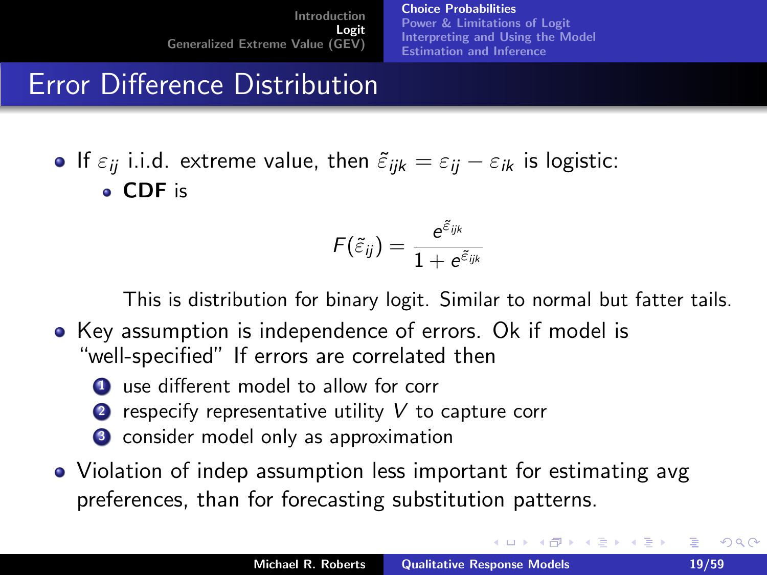# Error Difference Distribution

- If $\varepsilon_{ij}$ i.i.d. extreme value, then $\tilde{\varepsilon}_{ijk} = \varepsilon_{ij} - \varepsilon_{ik}$ is logistic:
  - **CDF** is

$$F(\tilde{\varepsilon}_{ij}) = \frac{e^{\tilde{\varepsilon}_{ijk}}}{1 + e^{\tilde{\varepsilon}_{ijk}}}$$

  This is distribution for binary logit. Similar to normal but fatter tails.

- Key assumption is independence of errors. Ok if model is "well-specified" If errors are correlated then
  1. use different model to allow for corr
  2. respecify representative utility $V$ to capture corr
  3. consider model only as approximation
- Violation of indep assumption less important for estimating avg preferences, than for forecasting substitution patterns.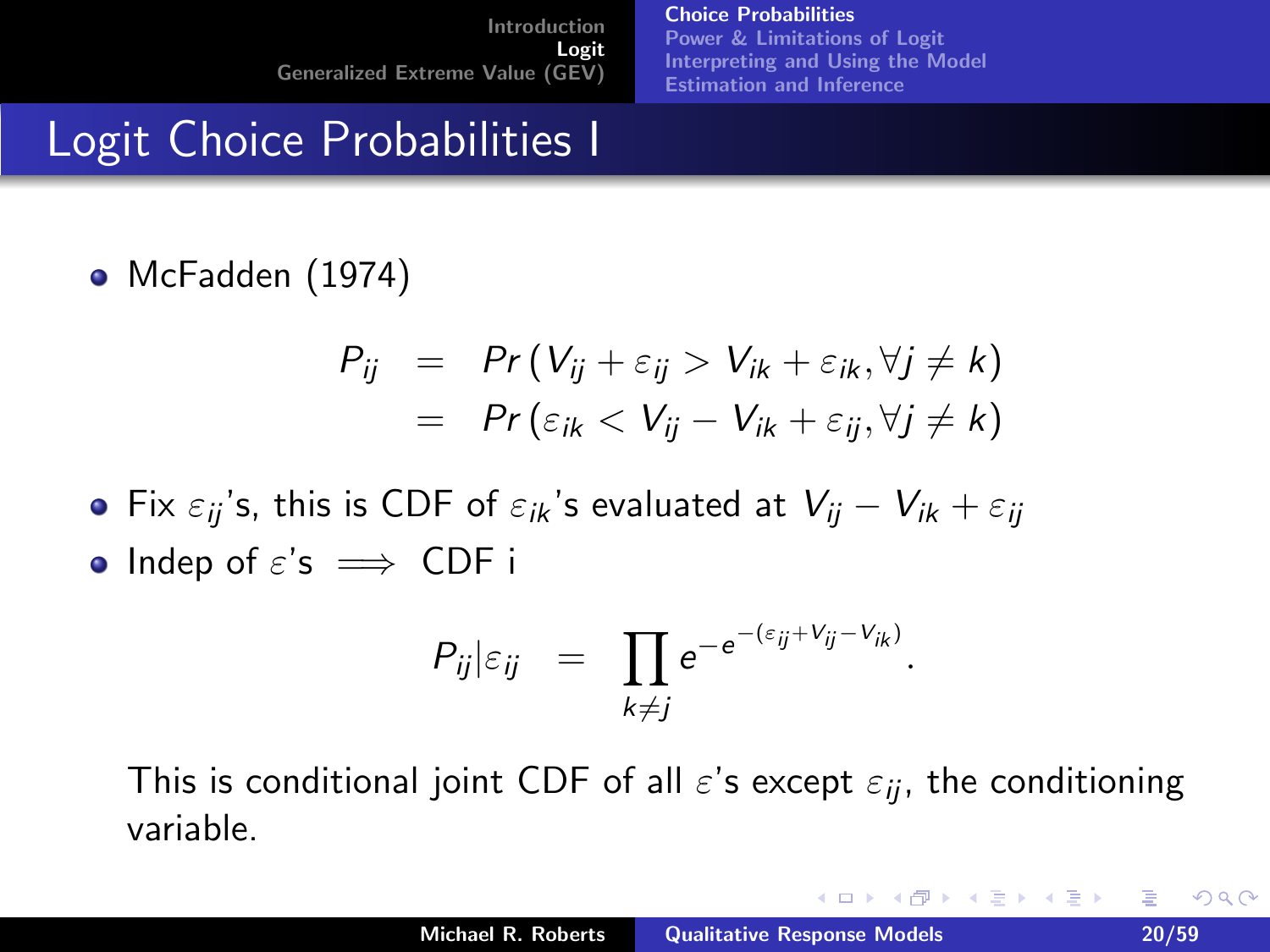# Logit Choice Probabilities I

- McFadden (1974)

$$
\begin{aligned}
P_{ij} &= Pr\left(V_{ij} + \varepsilon_{ij} > V_{ik} + \varepsilon_{ik}, \forall j \neq k\right) \\
&= Pr\left(\varepsilon_{ik} < V_{ij} - V_{ik} + \varepsilon_{ij}, \forall j \neq k\right)
\end{aligned}
$$

- Fix $\varepsilon_{ij}$'s, this is CDF of $\varepsilon_{ik}$'s evaluated at $V_{ij} - V_{ik} + \varepsilon_{ij}$
- Indep of $\varepsilon$'s $\implies$ CDF i

$$
P_{ij} | \varepsilon_{ij} = \prod_{k \neq j} e^{-e^{-(\varepsilon_{ij} + V_{ij} - V_{ik})}}.
$$

This is conditional joint CDF of all $\varepsilon$'s except $\varepsilon_{ij}$, the conditioning variable.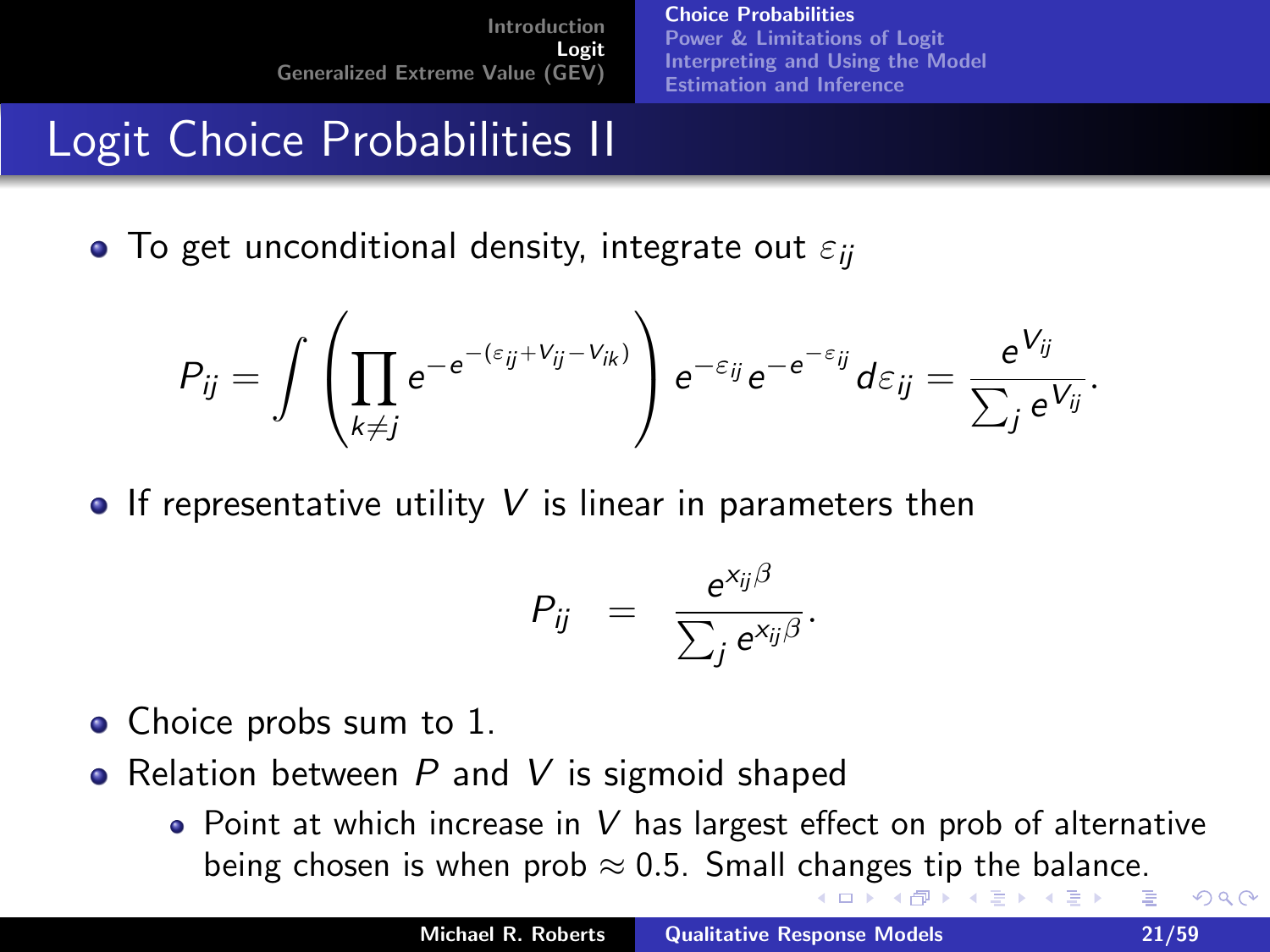# Logit Choice Probabilities II

- To get unconditional density, integrate out $\varepsilon_{ij}$

$$P_{ij} = \int \left( \prod_{k \neq j} e^{-e^{-(\varepsilon_{ij} + V_{ij} - V_{ik})}} \right) e^{-\varepsilon_{ij}} e^{-e^{-\varepsilon_{ij}}} d\varepsilon_{ij} = \frac{e^{V_{ij}}}{\sum_j e^{V_{ij}}}.$$

- If representative utility $V$ is linear in parameters then

$$P_{ij} = \frac{e^{x_{ij}\beta}}{\sum_j e^{x_{ij}\beta}}.$$

- Choice probs sum to 1.
- Relation between $P$ and $V$ is sigmoid shaped
  - Point at which increase in $V$ has largest effect on prob of alternative being chosen is when prob $\approx 0.5$. Small changes tip the balance.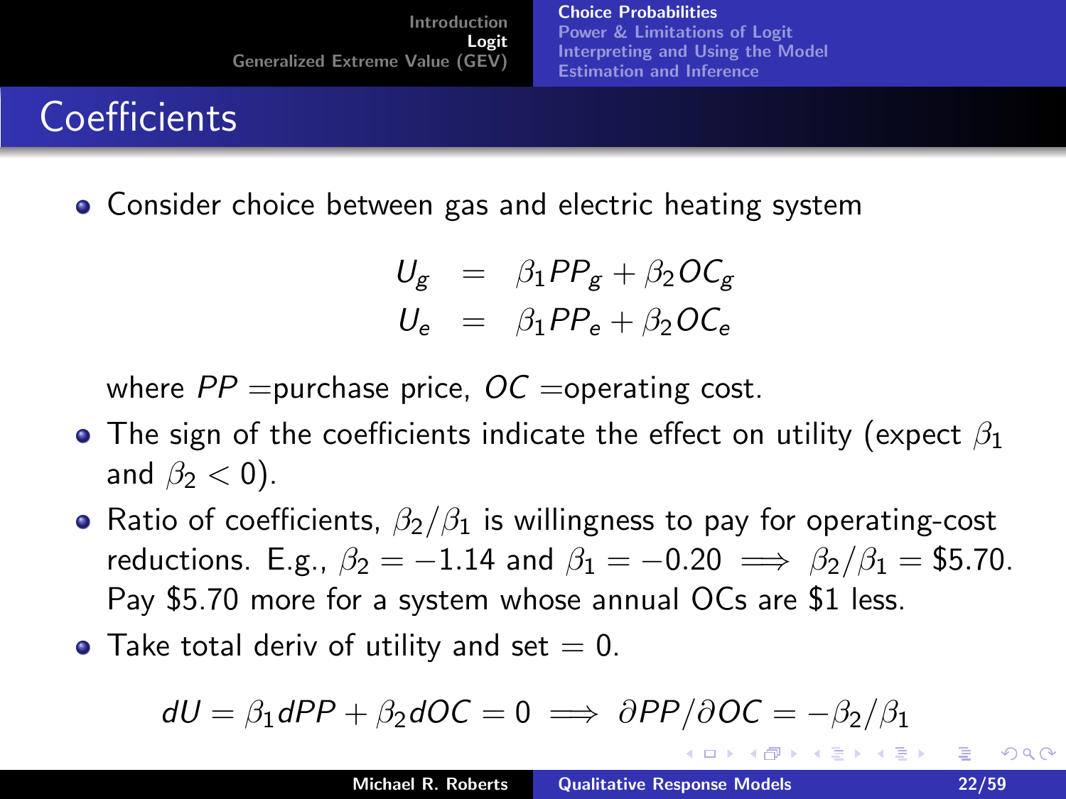# Coefficients

- Consider choice between gas and electric heating system

$$
\begin{aligned}
U_g &= \beta_1 PP_g + \beta_2 OC_g \\
U_e &= \beta_1 PP_e + \beta_2 OC_e
\end{aligned}
$$

  where $PP$ =purchase price, $OC$ =operating cost.

- The sign of the coefficients indicate the effect on utility (expect $\beta_1$ and $\beta_2 < 0$).
- Ratio of coefficients, $\beta_2/\beta_1$ is willingness to pay for operating-cost reductions. E.g., $\beta_2 = -1.14$ and $\beta_1 = -0.20 \implies \beta_2/\beta_1 = \$5.70$. Pay \$5.70 more for a system whose annual OCs are \$1 less.
- Take total deriv of utility and set $= 0$.

$$
dU = \beta_1 dPP + \beta_2 dOC = 0 \implies \partial PP / \partial OC = -\beta_2/\beta_1
$$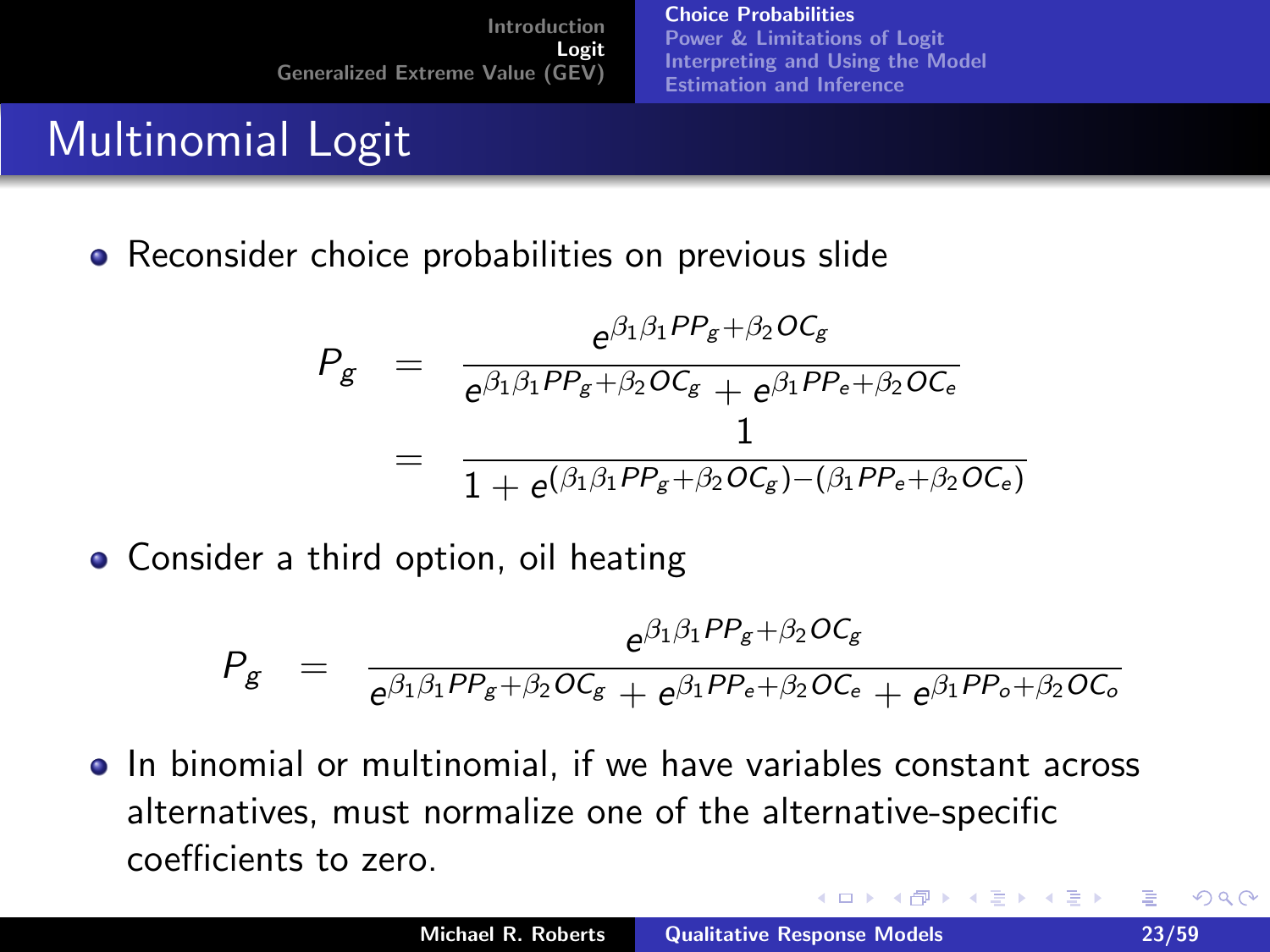## Multinomial Logit

- Reconsider choice probabilities on previous slide

$$
\begin{aligned}
P_g &= \frac{e^{\beta_1 \beta_1 PP_g + \beta_2 OC_g}}{e^{\beta_1 \beta_1 PP_g + \beta_2 OC_g} + e^{\beta_1 PP_e + \beta_2 OC_e}} \\
&= \frac{1}{1 + e^{(\beta_1 \beta_1 PP_g + \beta_2 OC_g) - (\beta_1 PP_e + \beta_2 OC_e)}}
\end{aligned}
$$

- Consider a third option, oil heating

$$
P_g = \frac{e^{\beta_1 \beta_1 PP_g + \beta_2 OC_g}}{e^{\beta_1 \beta_1 PP_g + \beta_2 OC_g} + e^{\beta_1 PP_e + \beta_2 OC_e} + e^{\beta_1 PP_o + \beta_2 OC_o}}
$$

- In binomial or multinomial, if we have variables constant across alternatives, must normalize one of the alternative-specific coefficients to zero.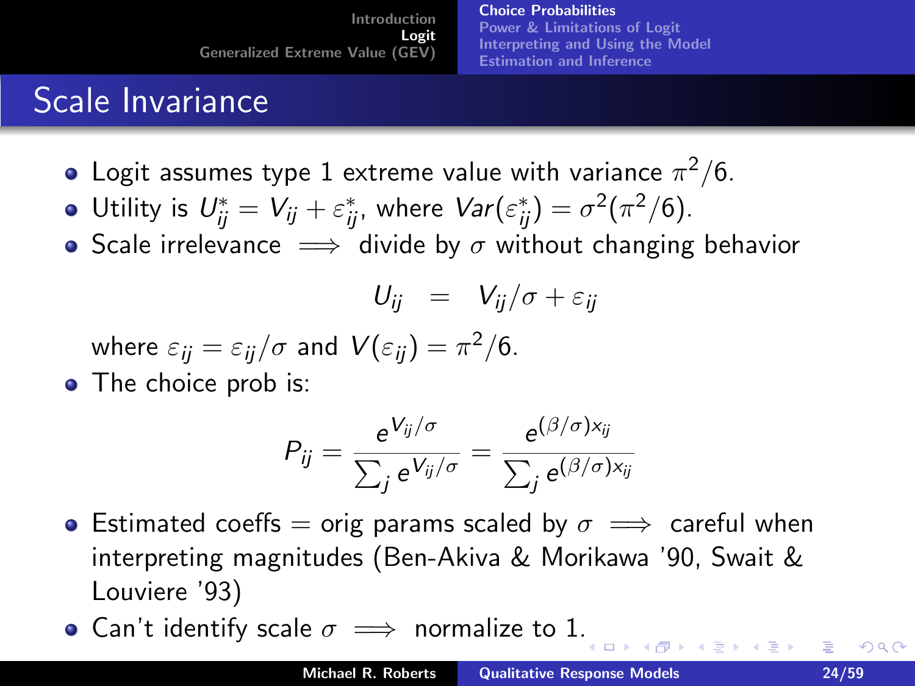# Scale Invariance

- Logit assumes type 1 extreme value with variance $\pi^2/6$.
- Utility is $U^*_{ij} = V_{ij} + \varepsilon^*_{ij}$, where $Var(\varepsilon^*_{ij}) = \sigma^2(\pi^2/6)$.
- Scale irrelevance $\implies$ divide by $\sigma$ without changing behavior

$$U_{ij} = V_{ij}/\sigma + \varepsilon_{ij}$$

where $\varepsilon_{ij} = \varepsilon_{ij}/\sigma$ and $V(\varepsilon_{ij}) = \pi^2/6$.

- The choice prob is:

$$P_{ij} = \frac{e^{V_{ij}/\sigma}}{\sum_j e^{V_{ij}/\sigma}} = \frac{e^{(\beta/\sigma)x_{ij}}}{\sum_j e^{(\beta/\sigma)x_{ij}}}$$

- Estimated coeffs = orig params scaled by $\sigma \implies$ careful when interpreting magnitudes (Ben-Akiva & Morikawa '90, Swait & Louviere '93)
- Can't identify scale $\sigma \implies$ normalize to 1.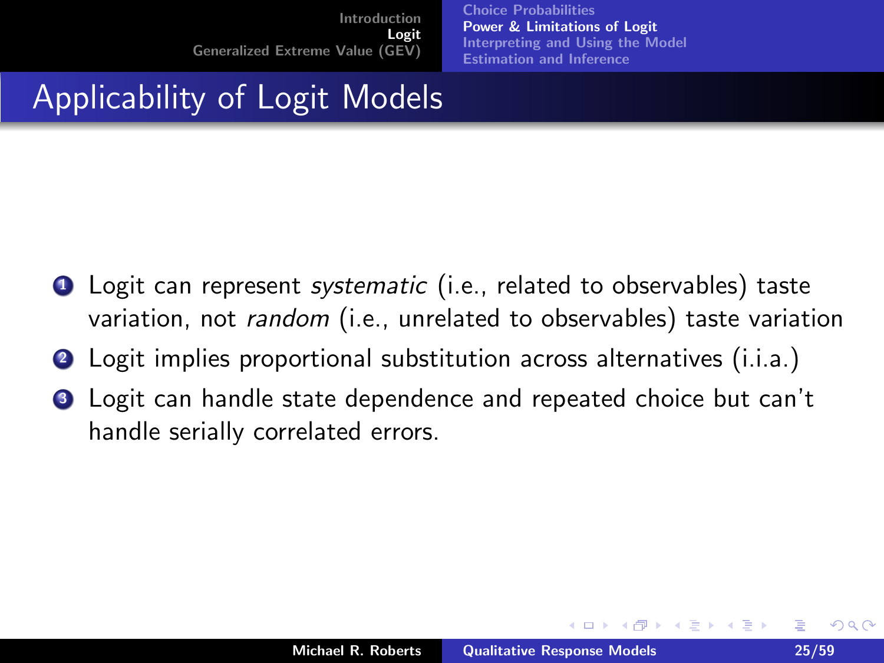# Applicability of Logit Models

1. Logit can represent *systematic* (i.e., related to observables) taste variation, not *random* (i.e., unrelated to observables) taste variation
2. Logit implies proportional substitution across alternatives (i.i.a.)
3. Logit can handle state dependence and repeated choice but can't handle serially correlated errors.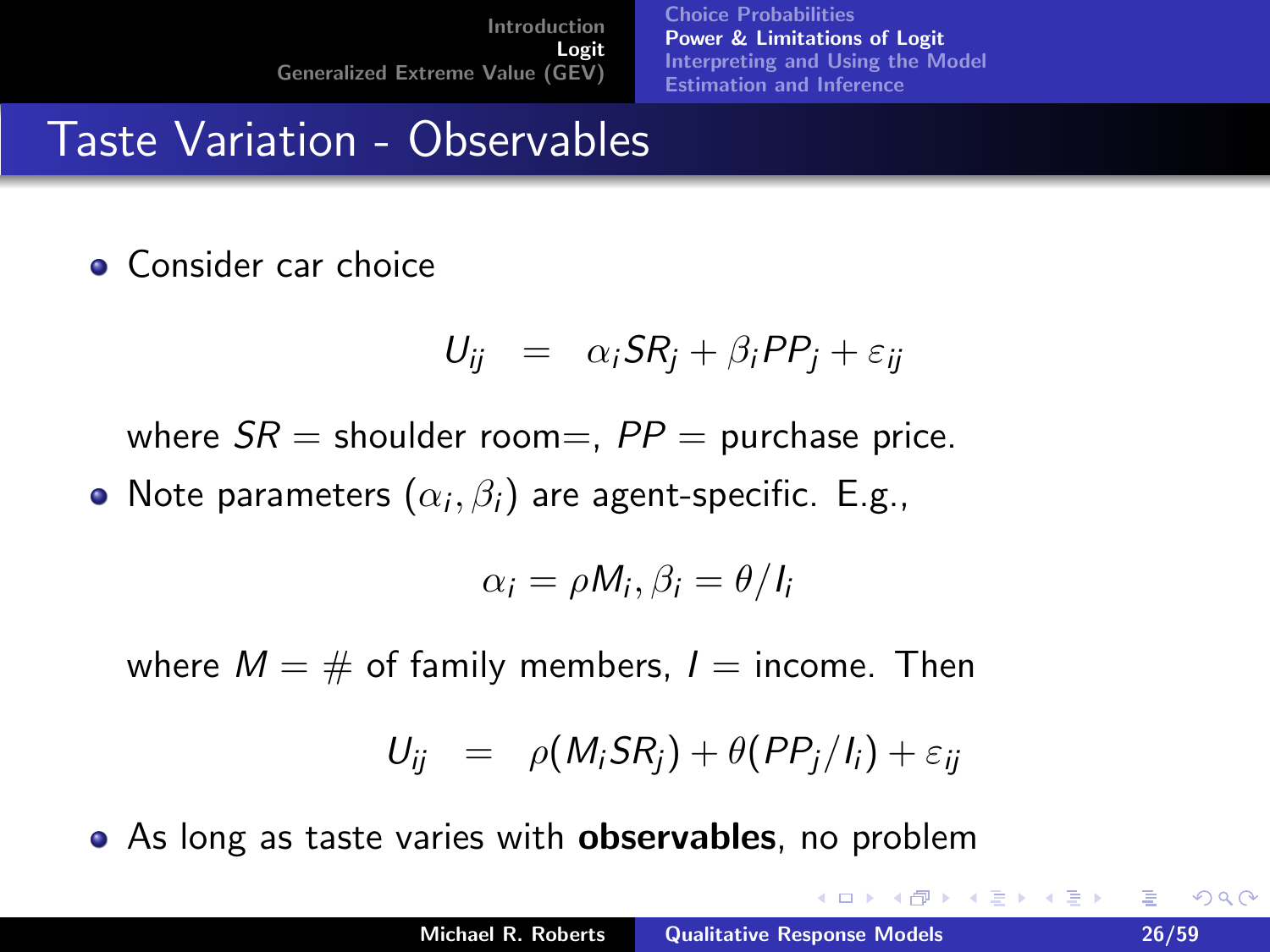# Taste Variation - Observables

- Consider car choice

$$U_{ij} = \alpha_i SR_j + \beta_i PP_j + \varepsilon_{ij}$$

  where $SR$ = shoulder room=, $PP$ = purchase price.

- Note parameters $(\alpha_i, \beta_i)$ are agent-specific. E.g.,

$$\alpha_i = \rho M_i, \beta_i = \theta / I_i$$

  where $M$ = # of family members, $I$ = income. Then

$$U_{ij} = \rho(M_i SR_j) + \theta(PP_j / I_i) + \varepsilon_{ij}$$

- As long as taste varies with **observables**, no problem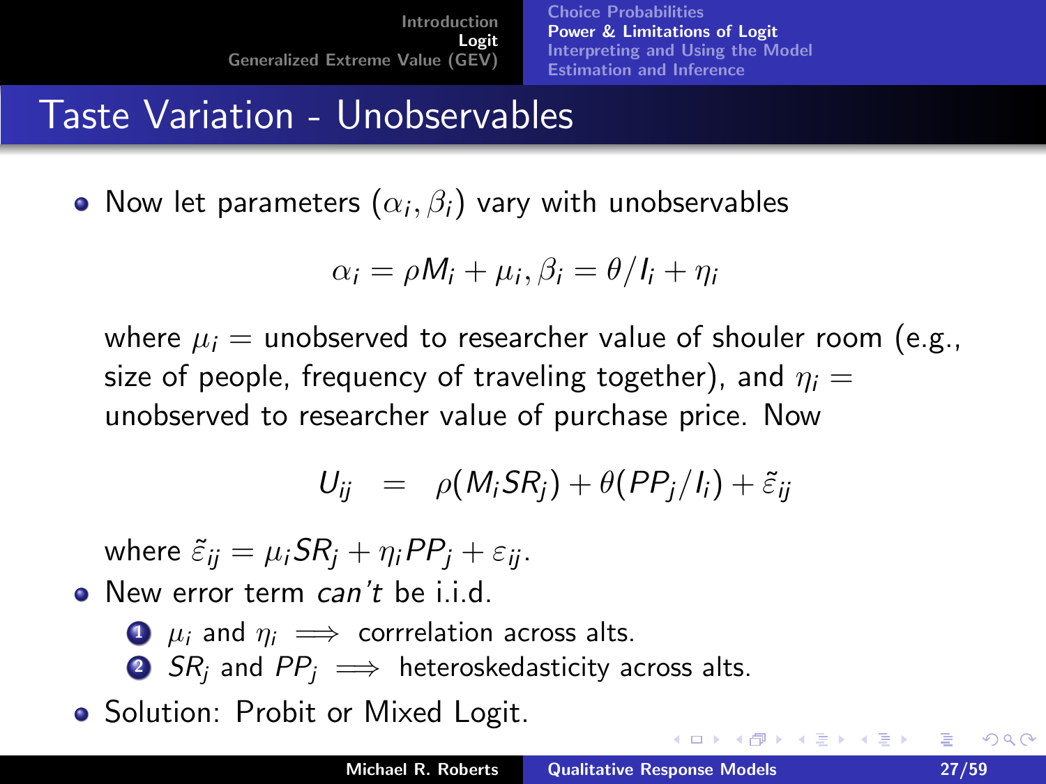## Taste Variation - Unobservables

- Now let parameters $(\alpha_i, \beta_i)$ vary with unobservables

$$\alpha_i = \rho M_i + \mu_i, \beta_i = \theta / I_i + \eta_i$$

where $\mu_i$ = unobserved to researcher value of shouler room (e.g., size of people, frequency of traveling together), and $\eta_i$ = unobserved to researcher value of purchase price. Now

$$U_{ij} = \rho(M_i SR_j) + \theta(PP_j / I_i) + \tilde{\varepsilon}_{ij}$$

where $\tilde{\varepsilon}_{ij} = \mu_i SR_j + \eta_i PP_j + \varepsilon_{ij}$.

- New error term *can't* be i.i.d.
  1. $\mu_i$ and $\eta_i \implies$ corrrelation across alts.
  2. $SR_j$ and $PP_j \implies$ heteroskedasticity across alts.
- Solution: Probit or Mixed Logit.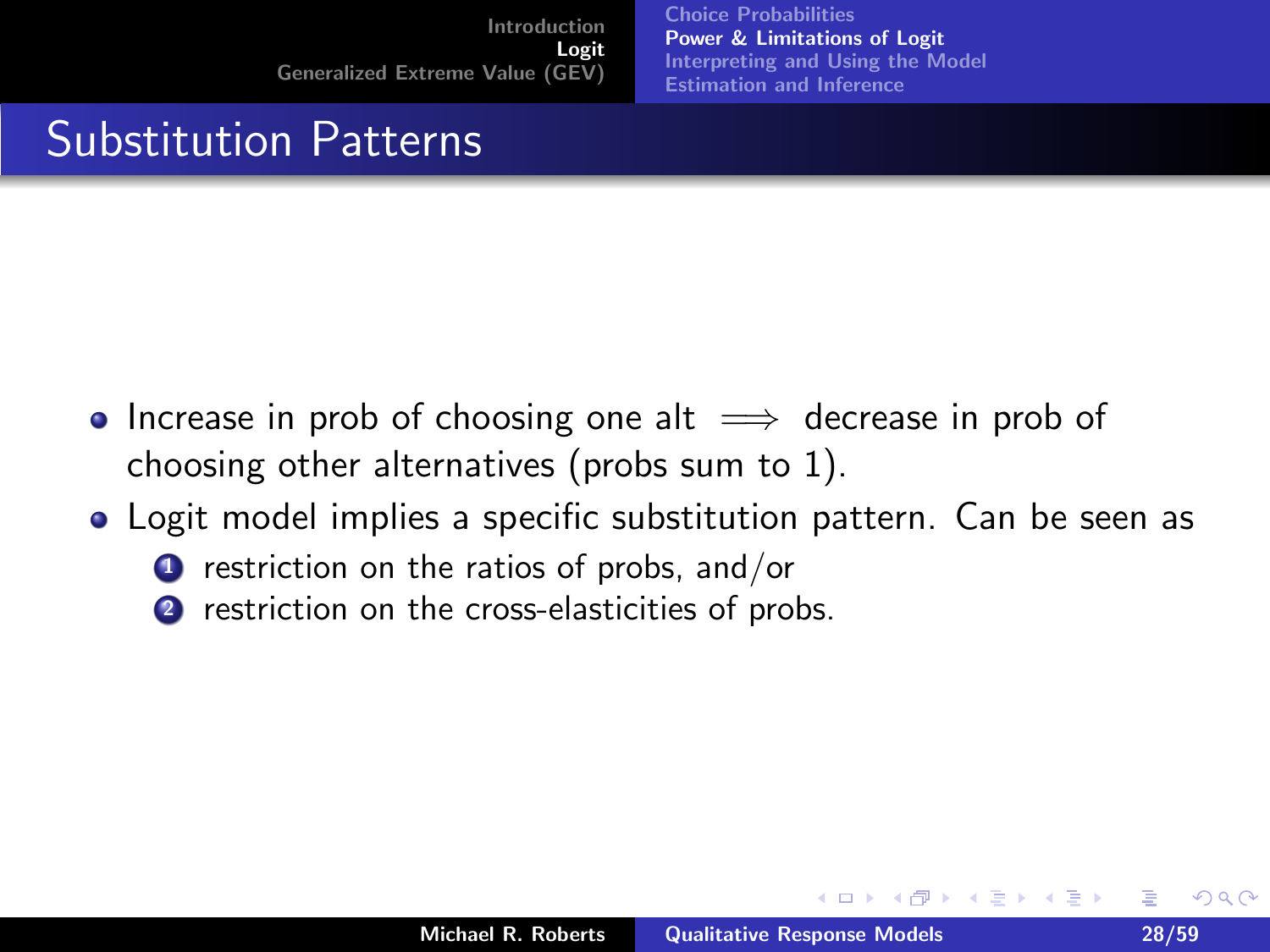# Substitution Patterns

- Increase in prob of choosing one alt $\implies$ decrease in prob of choosing other alternatives (probs sum to 1).
- Logit model implies a specific substitution pattern. Can be seen as
  1. restriction on the ratios of probs, and/or
  2. restriction on the cross-elasticities of probs.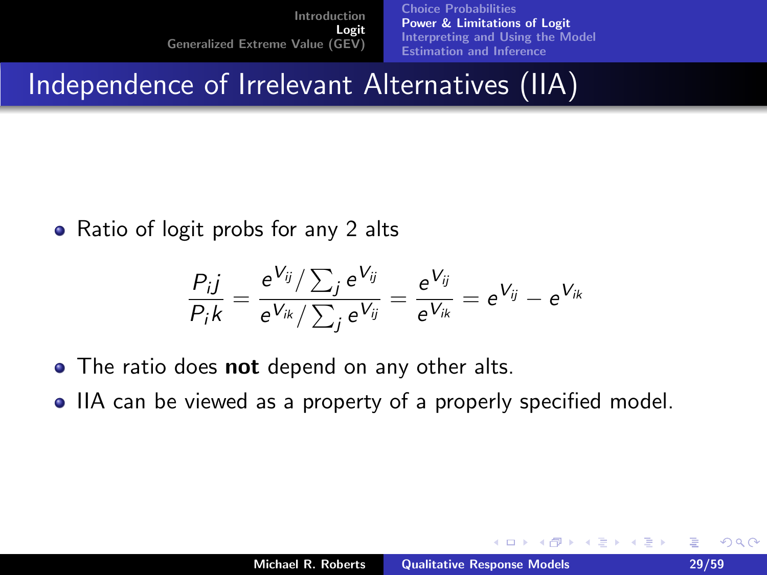# Independence of Irrelevant Alternatives (IIA)

- Ratio of logit probs for any 2 alts

$$\frac{P_i j}{P_i k} = \frac{e^{V_{ij}} / \sum_j e^{V_{ij}}}{e^{V_{ik}} / \sum_j e^{V_{ij}}} = \frac{e^{V_{ij}}}{e^{V_{ik}}} = e^{V_{ij}} - e^{V_{ik}}$$

- The ratio does **not** depend on any other alts.
- IIA can be viewed as a property of a properly specified model.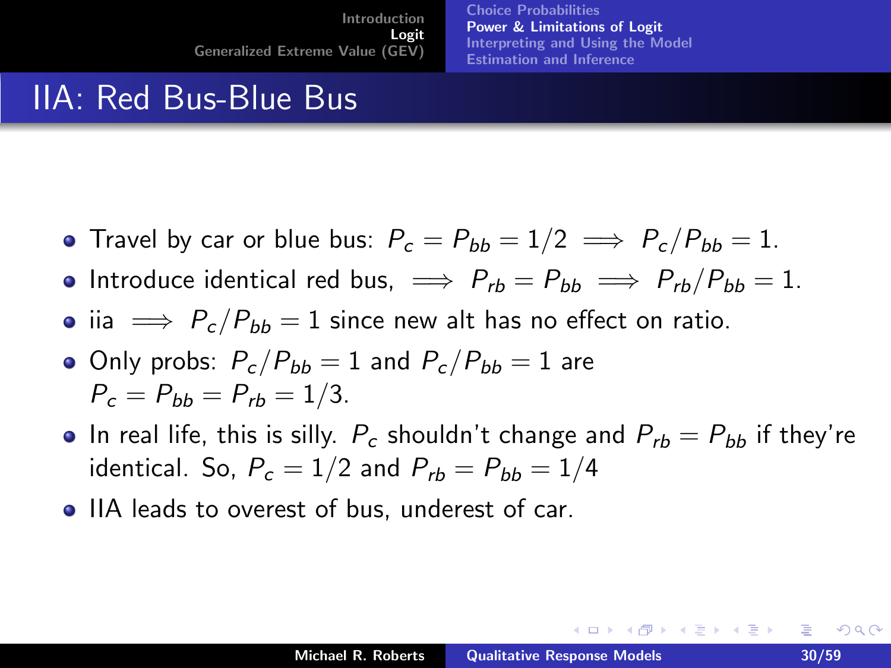## IIA: Red Bus-Blue Bus

- Travel by car or blue bus: $P_c = P_{bb} = 1/2 \implies P_c/P_{bb} = 1$.
- Introduce identical red bus, $\implies P_{rb} = P_{bb} \implies P_{rb}/P_{bb} = 1$.
- iia $\implies P_c/P_{bb} = 1$ since new alt has no effect on ratio.
- Only probs: $P_c/P_{bb} = 1$ and $P_c/P_{bb} = 1$ are $P_c = P_{bb} = P_{rb} = 1/3$.
- In real life, this is silly. $P_c$ shouldn't change and $P_{rb} = P_{bb}$ if they're identical. So, $P_c = 1/2$ and $P_{rb} = P_{bb} = 1/4$
- IIA leads to overest of bus, underest of car.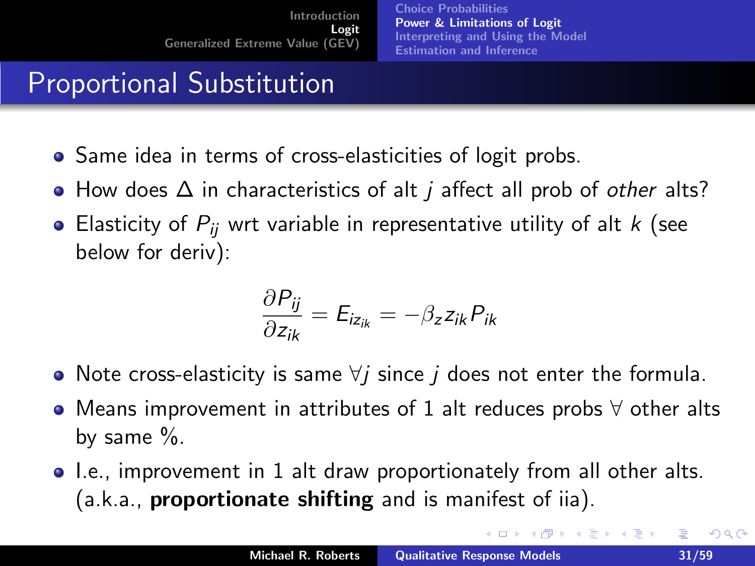# Proportional Substitution

- Same idea in terms of cross-elasticities of logit probs.
- How does $\Delta$ in characteristics of alt $j$ affect all prob of *other* alts?
- Elasticity of $P_{ij}$ wrt variable in representative utility of alt $k$ (see below for deriv):

$$\frac{\partial P_{ij}}{\partial z_{ik}} = E_{iz_{ik}} = -\beta_z z_{ik} P_{ik}$$

- Note cross-elasticity is same $\forall j$ since $j$ does not enter the formula.
- Means improvement in attributes of 1 alt reduces probs $\forall$ other alts by same %.
- I.e., improvement in 1 alt draw proportionately from all other alts. (a.k.a., **proportionate shifting** and is manifest of iia).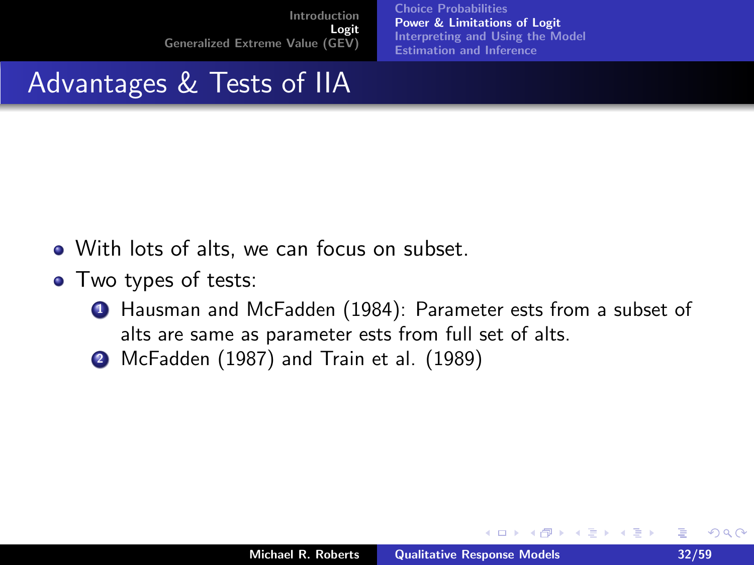# Advantages & Tests of IIA

- With lots of alts, we can focus on subset.
- Two types of tests:
  1. Hausman and McFadden (1984): Parameter ests from a subset of alts are same as parameter ests from full set of alts.
  2. McFadden (1987) and Train et al. (1989)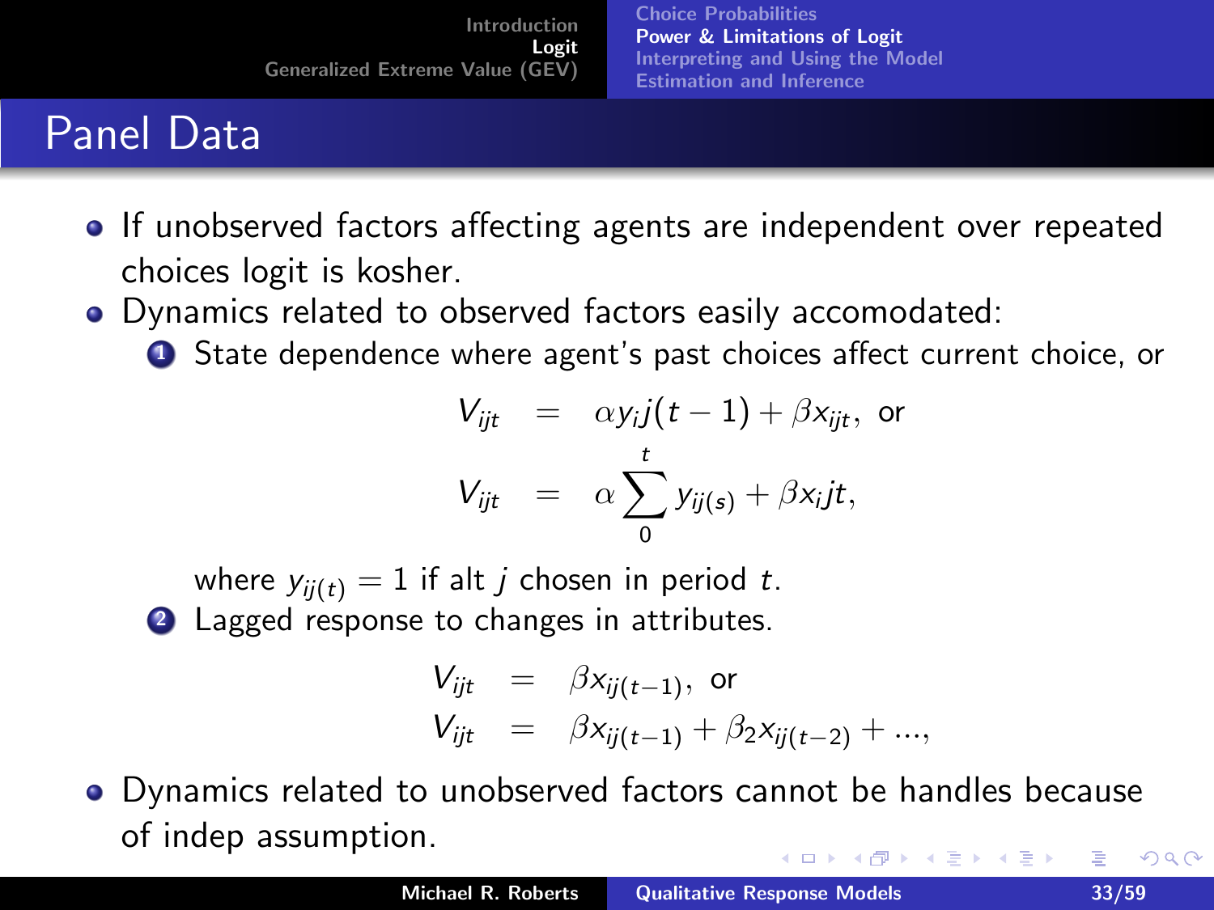# Panel Data

- If unobserved factors affecting agents are independent over repeated choices logit is kosher.
- Dynamics related to observed factors easily accomodated:
  1. State dependence where agent's past choices affect current choice, or

$$
\begin{aligned}
V_{ijt} &= \alpha y_i j(t-1) + \beta x_{ijt}, \text{ or} \\
V_{ijt} &= \alpha \sum_{0}^{t} y_{ij(s)} + \beta x_i jt,
\end{aligned}
$$

     where $y_{ij(t)} = 1$ if alt $j$ chosen in period $t$.

  2. Lagged response to changes in attributes.

$$
\begin{aligned}
V_{ijt} &= \beta x_{ij(t-1)}, \text{ or} \\
V_{ijt} &= \beta x_{ij(t-1)} + \beta_2 x_{ij(t-2)} + \ldots,
\end{aligned}
$$

- Dynamics related to unobserved factors cannot be handles because of indep assumption.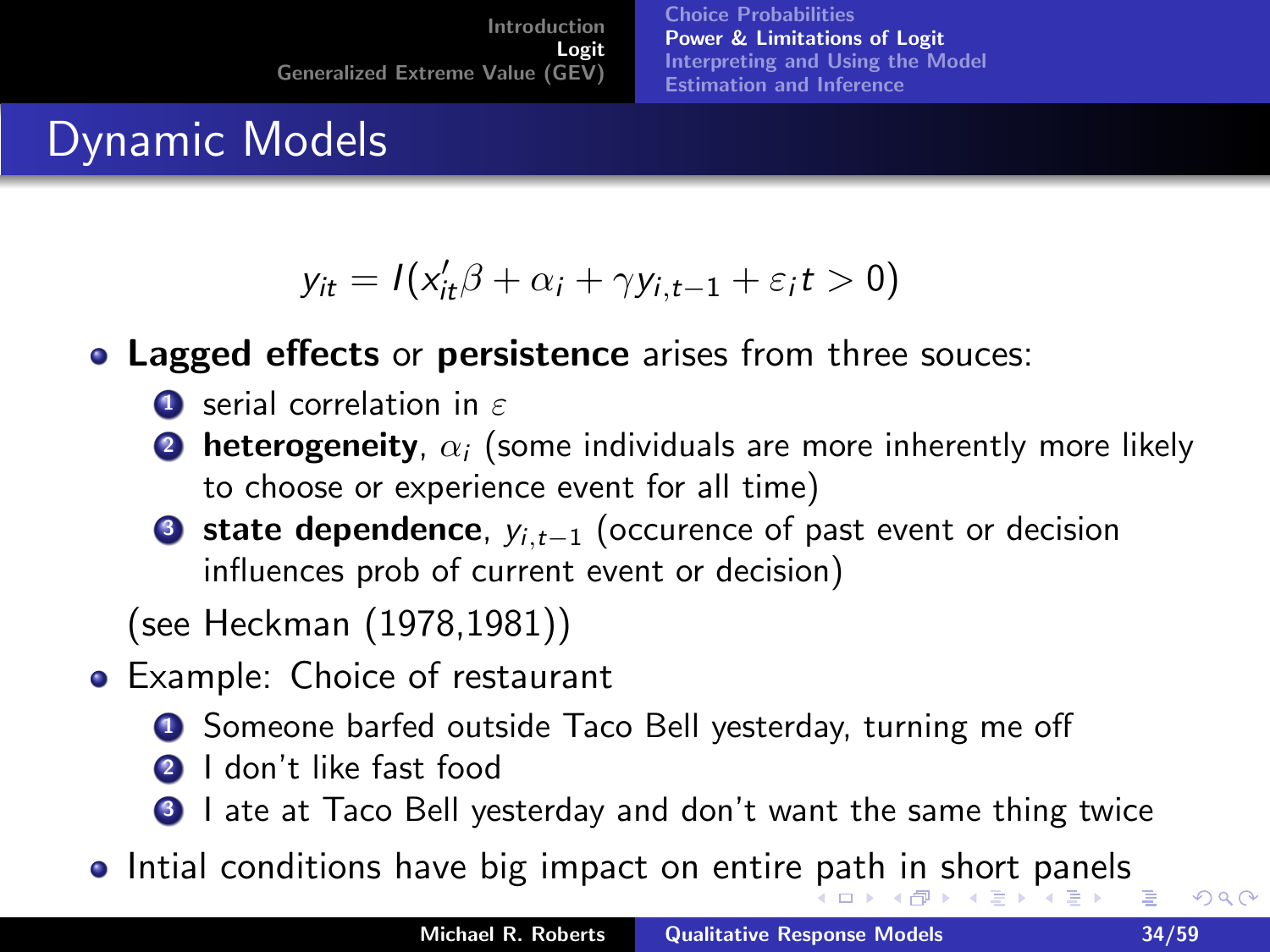# Dynamic Models

$$y_{it} = I(x_{it}'\beta + \alpha_i + \gamma y_{i,t-1} + \varepsilon_i t > 0)$$

- **Lagged effects** or **persistence** arises from three souces:
  1. serial correlation in $\varepsilon$
  2. **heterogeneity**, $\alpha_i$ (some individuals are more inherently more likely to choose or experience event for all time)
  3. **state dependence**, $y_{i,t-1}$ (occurence of past event or decision influences prob of current event or decision)

  (see Heckman (1978,1981))
- Example: Choice of restaurant
  1. Someone barfed outside Taco Bell yesterday, turning me off
  2. I don't like fast food
  3. I ate at Taco Bell yesterday and don't want the same thing twice
- Intial conditions have big impact on entire path in short panels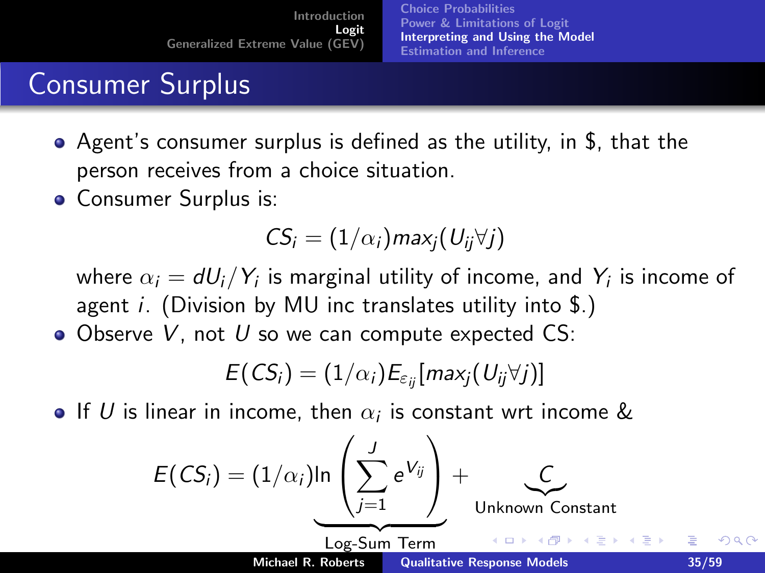# Consumer Surplus

- Agent's consumer surplus is defined as the utility, in \$, that the person receives from a choice situation.
- Consumer Surplus is:

$$CS_i = (1/\alpha_i) max_j(U_{ij} \forall j)$$

  where $\alpha_i = dU_i/Y_i$ is marginal utility of income, and $Y_i$ is income of agent $i$. (Division by MU inc translates utility into \$.)
- Observe $V$, not $U$ so we can compute expected CS:

$$E(CS_i) = (1/\alpha_i) E_{\varepsilon_{ij}}[max_j(U_{ij} \forall j)]$$

- If $U$ is linear in income, then $\alpha_i$ is constant wrt income &

$$E(CS_i) = \underbrace{(1/\alpha_i) \ln \left( \sum_{j=1}^{J} e^{V_{ij}} \right)}_{\text{Log-Sum Term}} + \underbrace{C}_{\text{Unknown Constant}}$$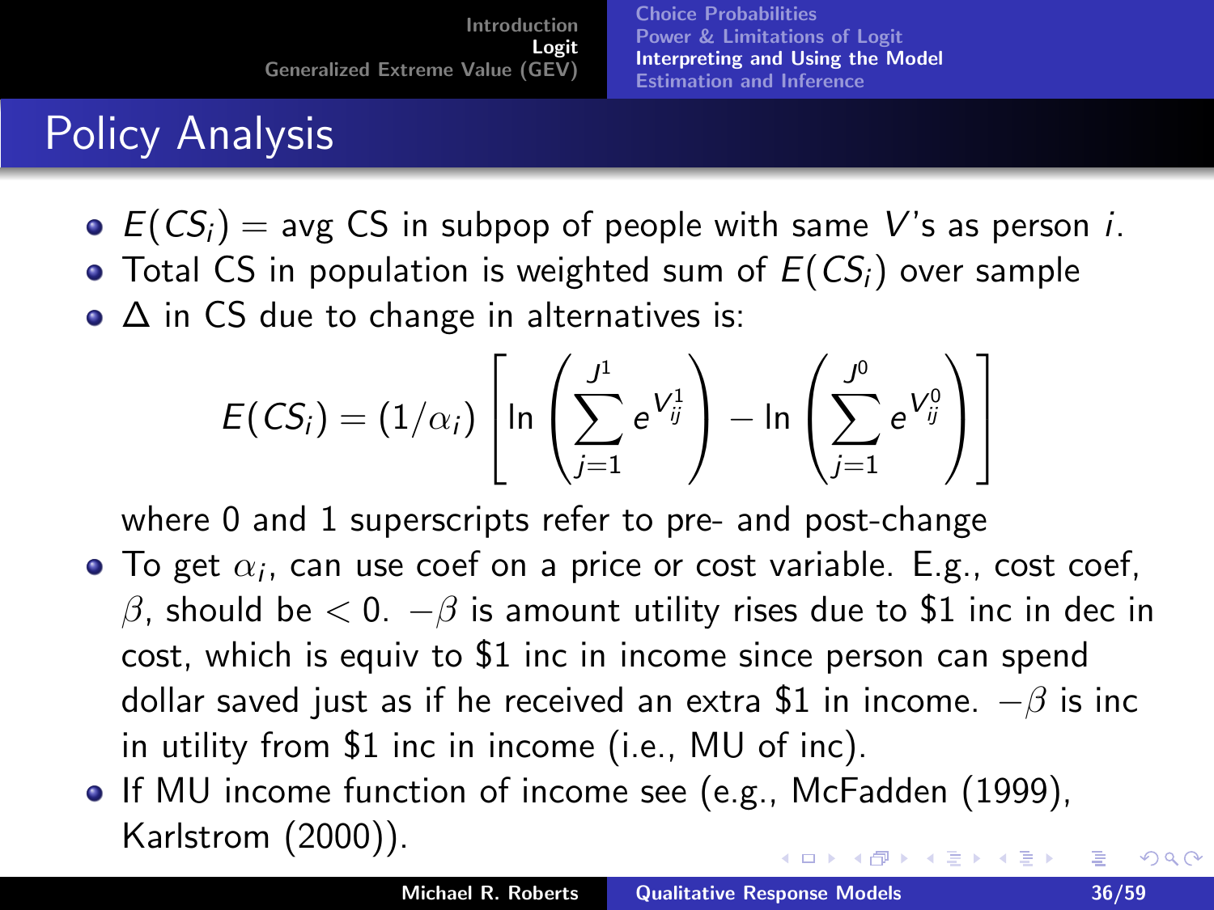## Policy Analysis

- $E(CS_i)$ = avg CS in subpop of people with same $V$'s as person $i$.
- Total CS in population is weighted sum of $E(CS_i)$ over sample
- $\Delta$ in CS due to change in alternatives is:

$$E(CS_i) = (1/\alpha_i)\left[\ln\left(\sum_{j=1}^{J^1} e^{V_{ij}^1}\right) - \ln\left(\sum_{j=1}^{J^0} e^{V_{ij}^0}\right)\right]$$

  where 0 and 1 superscripts refer to pre- and post-change
- To get $\alpha_i$, can use coef on a price or cost variable. E.g., cost coef, $\beta$, should be $< 0$. $-\beta$ is amount utility rises due to $1 inc in dec in cost, which is equiv to $1 inc in income since person can spend dollar saved just as if he received an extra $1 in income. $-\beta$ is inc in utility from $1 inc in income (i.e., MU of inc).
- If MU income function of income see (e.g., McFadden (1999), Karlstrom (2000)).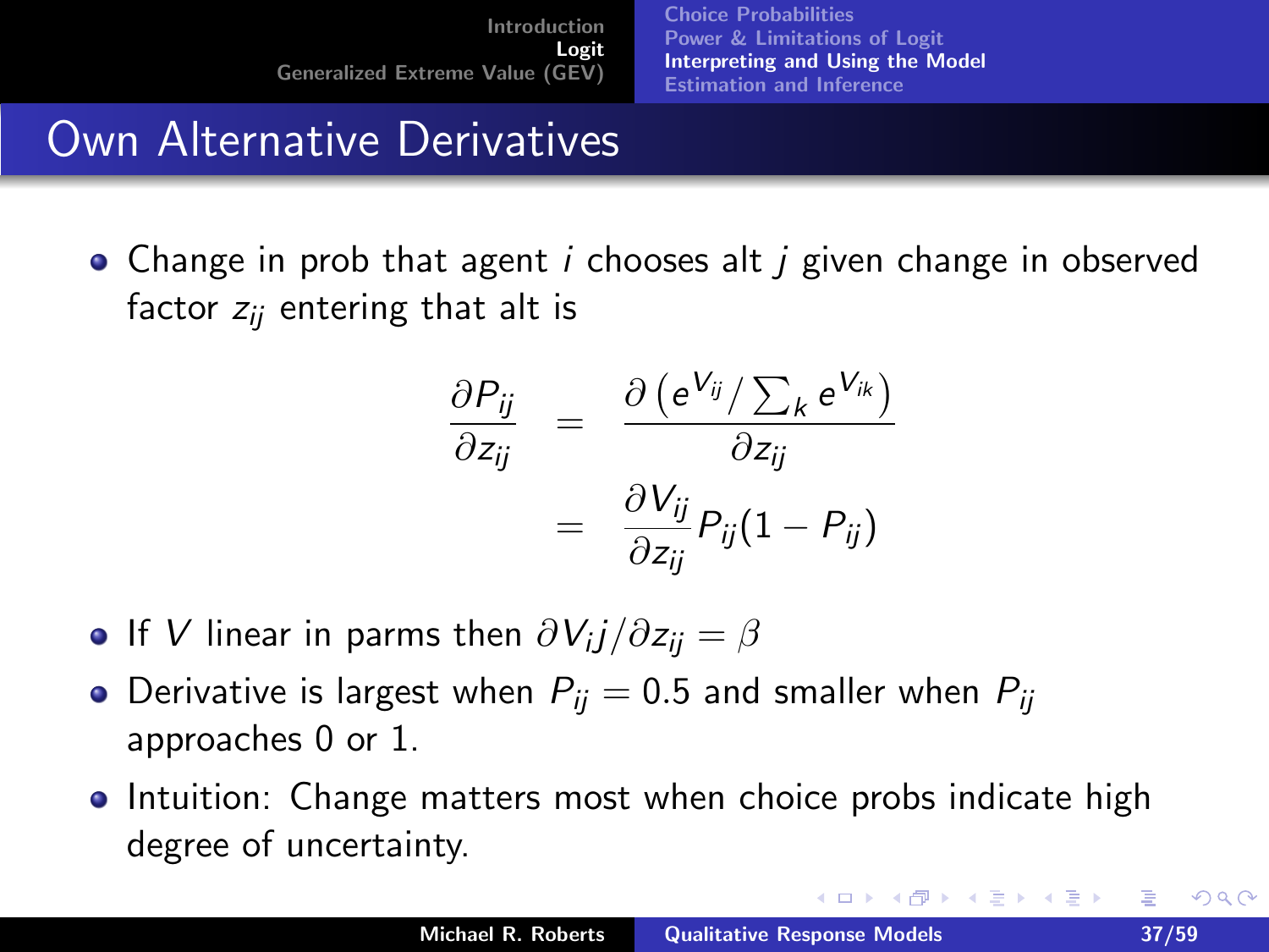# Own Alternative Derivatives

- Change in prob that agent $i$ chooses alt $j$ given change in observed factor $z_{ij}$ entering that alt is

$$
\begin{aligned}
\frac{\partial P_{ij}}{\partial z_{ij}} &= \frac{\partial \left( e^{V_{ij}} / \sum_k e^{V_{ik}} \right)}{\partial z_{ij}} \\
&= \frac{\partial V_{ij}}{\partial z_{ij}} P_{ij}(1 - P_{ij})
\end{aligned}
$$

- If $V$ linear in parms then $\partial V_i j / \partial z_{ij} = \beta$
- Derivative is largest when $P_{ij} = 0.5$ and smaller when $P_{ij}$ approaches 0 or 1.
- Intuition: Change matters most when choice probs indicate high degree of uncertainty.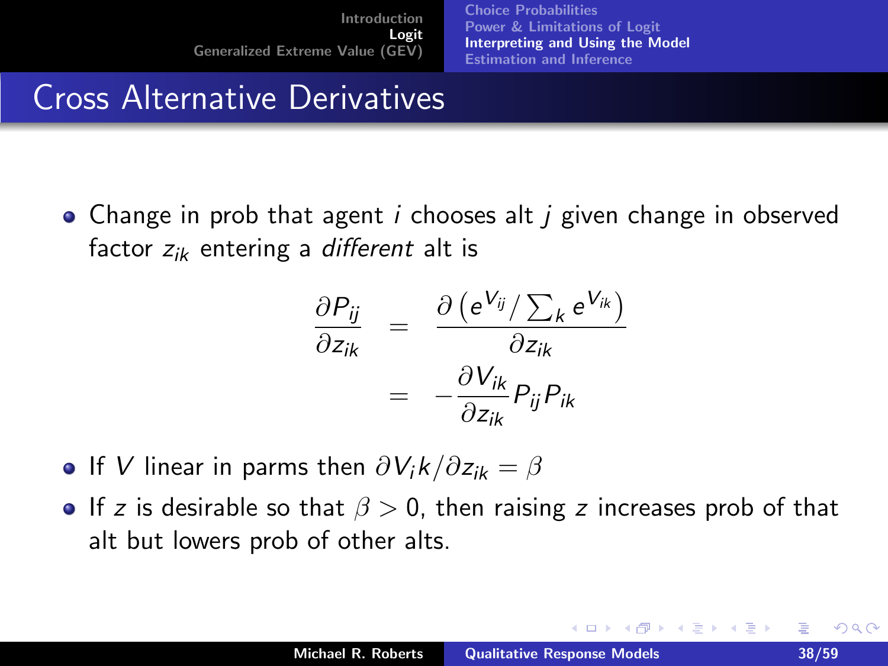# Cross Alternative Derivatives

- Change in prob that agent $i$ chooses alt $j$ given change in observed factor $z_{ik}$ entering a *different* alt is

$$
\begin{aligned}
\frac{\partial P_{ij}}{\partial z_{ik}} &= \frac{\partial \left( e^{V_{ij}} / \sum_k e^{V_{ik}} \right)}{\partial z_{ik}} \\
&= -\frac{\partial V_{ik}}{\partial z_{ik}} P_{ij} P_{ik}
\end{aligned}
$$

- If $V$ linear in parms then $\partial V_i k / \partial z_{ik} = \beta$
- If $z$ is desirable so that $\beta > 0$, then raising $z$ increases prob of that alt but lowers prob of other alts.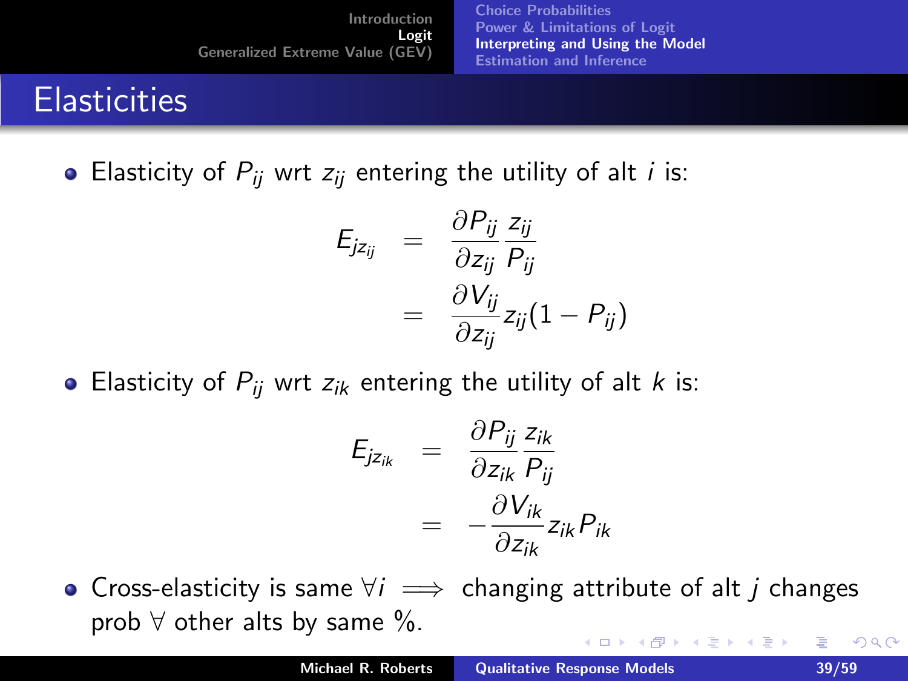# Elasticities

- Elasticity of $P_{ij}$ wrt $z_{ij}$ entering the utility of alt $i$ is:

$$
\begin{aligned}
E_{jz_{ij}} &= \frac{\partial P_{ij}}{\partial z_{ij}} \frac{z_{ij}}{P_{ij}} \\
&= \frac{\partial V_{ij}}{\partial z_{ij}} z_{ij} (1 - P_{ij})
\end{aligned}
$$

- Elasticity of $P_{ij}$ wrt $z_{ik}$ entering the utility of alt $k$ is:

$$
\begin{aligned}
E_{jz_{ik}} &= \frac{\partial P_{ij}}{\partial z_{ik}} \frac{z_{ik}}{P_{ij}} \\
&= -\frac{\partial V_{ik}}{\partial z_{ik}} z_{ik} P_{ik}
\end{aligned}
$$

- Cross-elasticity is same $\forall i \implies$ changing attribute of alt $j$ changes prob $\forall$ other alts by same %.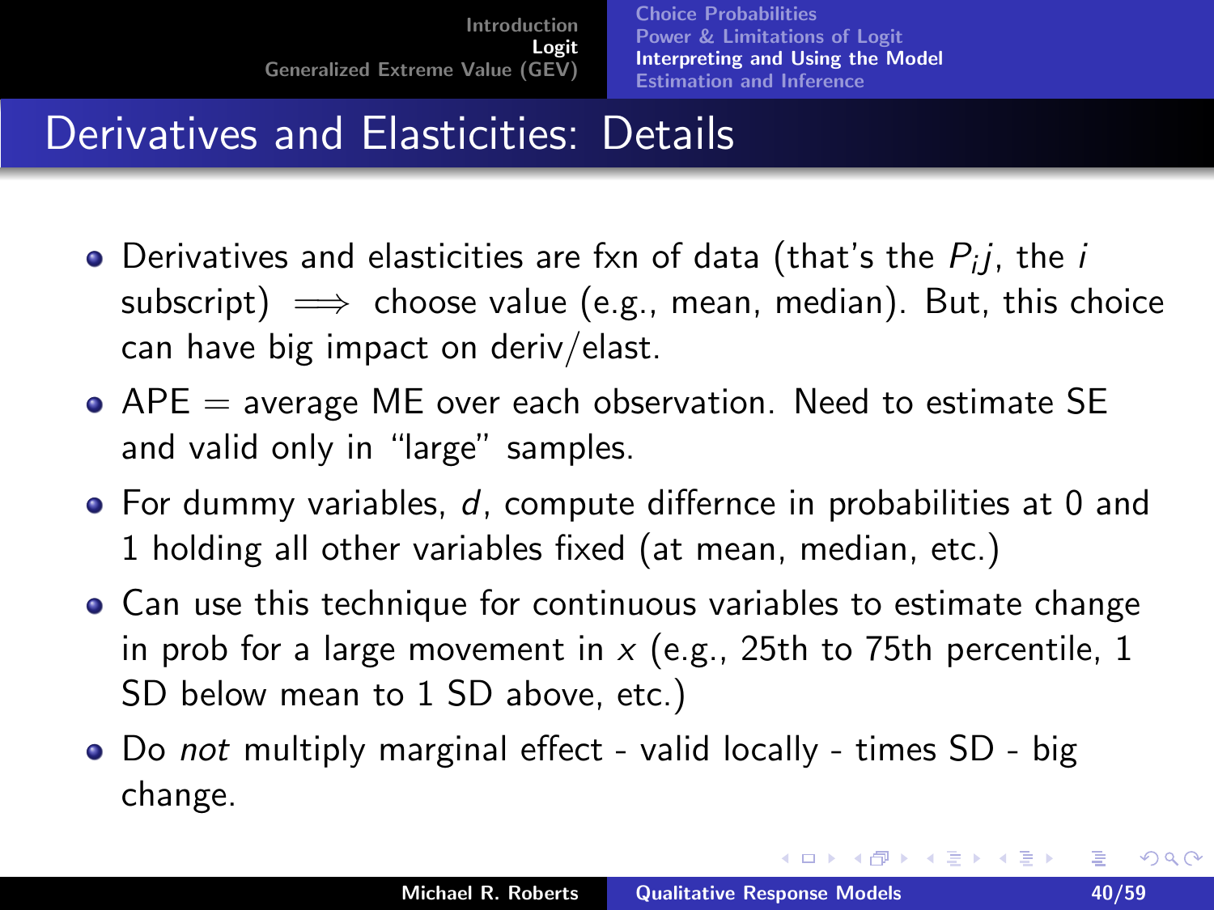# Derivatives and Elasticities: Details

- Derivatives and elasticities are fxn of data (that's the $P_ij$, the $i$ subscript) $\Longrightarrow$ choose value (e.g., mean, median). But, this choice can have big impact on deriv/elast.
- APE = average ME over each observation. Need to estimate SE and valid only in "large" samples.
- For dummy variables, $d$, compute differnce in probabilities at 0 and 1 holding all other variables fixed (at mean, median, etc.)
- Can use this technique for continuous variables to estimate change in prob for a large movement in $x$ (e.g., 25th to 75th percentile, 1 SD below mean to 1 SD above, etc.)
- Do *not* multiply marginal effect - valid locally - times SD - big change.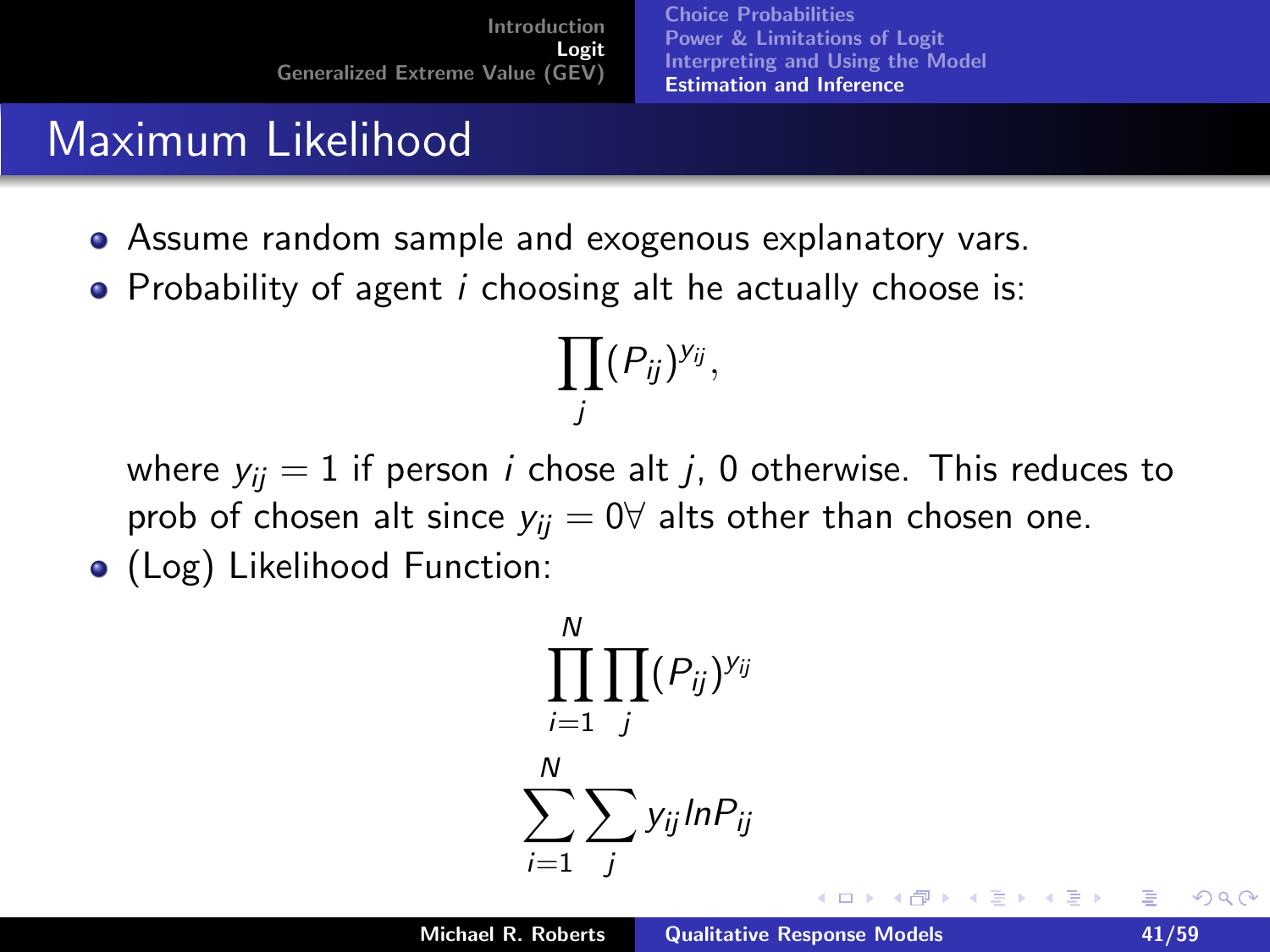## Maximum Likelihood

- Assume random sample and exogenous explanatory vars.
- Probability of agent $i$ choosing alt he actually choose is:

$$\prod_j (P_{ij})^{y_{ij}},$$

  where $y_{ij} = 1$ if person $i$ chose alt $j$, 0 otherwise. This reduces to prob of chosen alt since $y_{ij} = 0 \forall$ alts other than chosen one.

- (Log) Likelihood Function:

$$\prod_{i=1}^{N} \prod_j (P_{ij})^{y_{ij}}$$

$$\sum_{i=1}^{N} \sum_j y_{ij} ln P_{ij}$$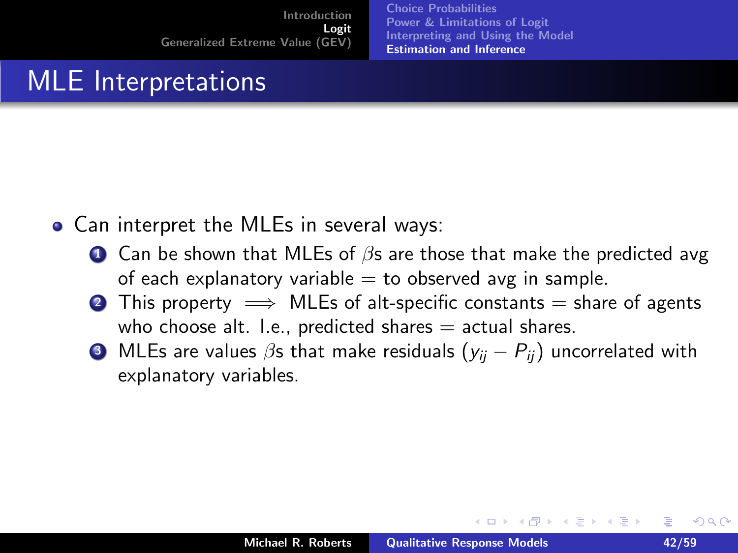# MLE Interpretations

- Can interpret the MLEs in several ways:
  1. Can be shown that MLEs of $\beta$s are those that make the predicted avg of each explanatory variable = to observed avg in sample.
  2. This property $\Longrightarrow$ MLEs of alt-specific constants = share of agents who choose alt. I.e., predicted shares = actual shares.
  3. MLEs are values $\beta$s that make residuals $(y_{ij} - P_{ij})$ uncorrelated with explanatory variables.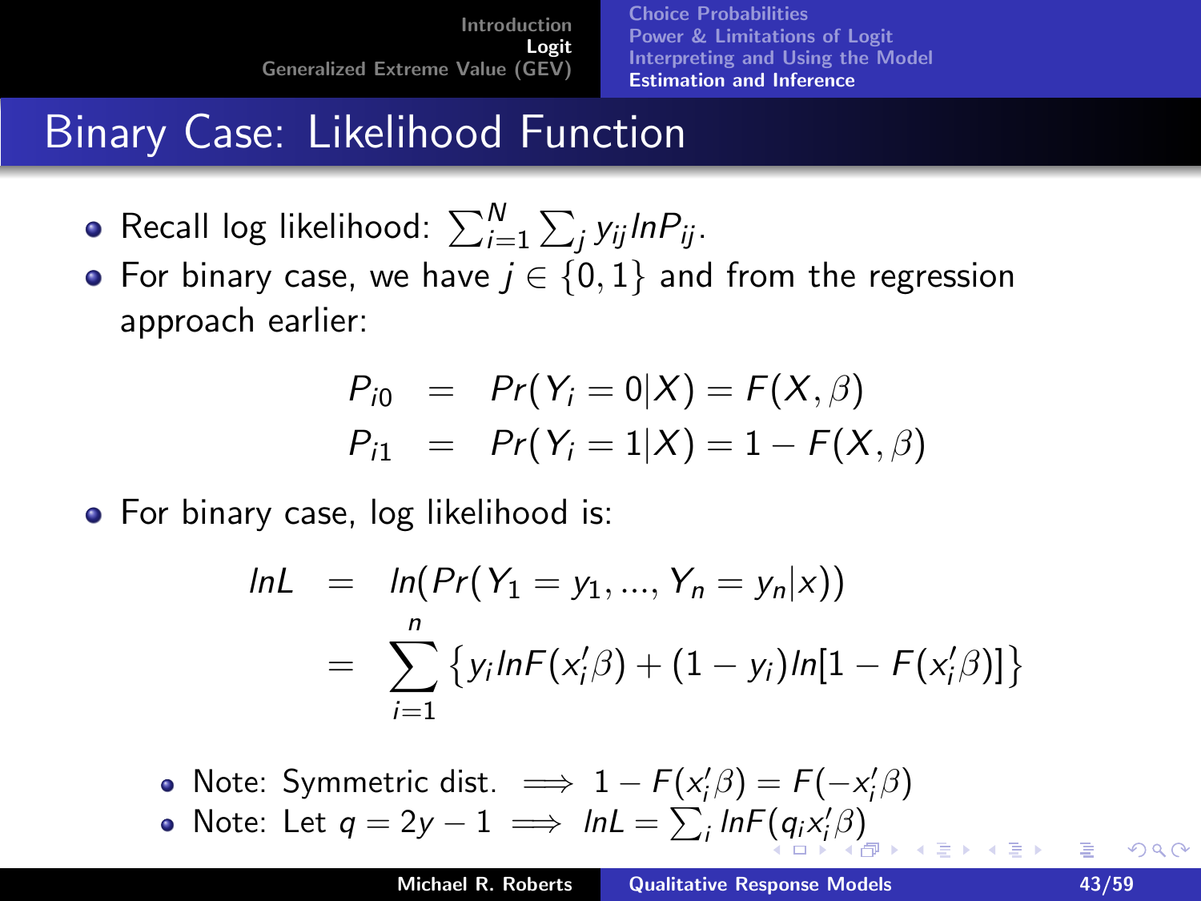## Binary Case: Likelihood Function

- Recall log likelihood: $\sum_{i=1}^{N} \sum_j y_{ij} lnP_{ij}$.
- For binary case, we have $j \in \{0, 1\}$ and from the regression approach earlier:

$$
\begin{aligned}
P_{i0} &= Pr(Y_i = 0|X) = F(X, \beta) \\
P_{i1} &= Pr(Y_i = 1|X) = 1 - F(X, \beta)
\end{aligned}
$$

- For binary case, log likelihood is:

$$
\begin{aligned}
lnL &= ln(Pr(Y_1 = y_1, ..., Y_n = y_n|x)) \\
&= \sum_{i=1}^{n} \{ y_i lnF(x_i'\beta) + (1 - y_i) ln[1 - F(x_i'\beta)] \}
\end{aligned}
$$

  - Note: Symmetric dist. $\implies 1 - F(x_i'\beta) = F(-x_i'\beta)$
  - Note: Let $q = 2y - 1 \implies lnL = \sum_i lnF(q_i x_i'\beta)$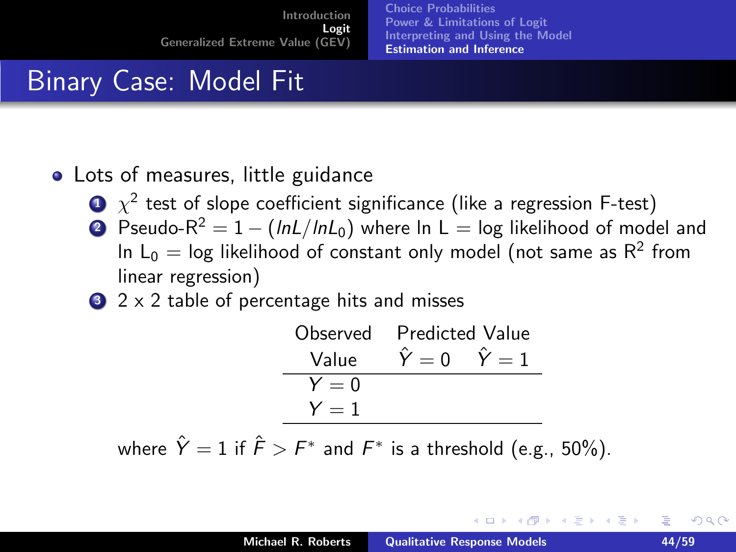# Binary Case: Model Fit

- Lots of measures, little guidance
  1. $\chi^2$ test of slope coefficient significance (like a regression F-test)
  2. Pseudo-$R^2 = 1 - (lnL/lnL_0)$ where $\ln L$ = log likelihood of model and $\ln L_0$ = log likelihood of constant only model (not same as $R^2$ from linear regression)
  3. 2 x 2 table of percentage hits and misses

| Observed | Predicted Value | |
|---|---|---|
| Value | $\hat{Y} = 0$ | $\hat{Y} = 1$ |
| $Y = 0$ | | |
| $Y = 1$ | | |

  where $\hat{Y} = 1$ if $\hat{F} > F^*$ and $F^*$ is a threshold (e.g., 50%).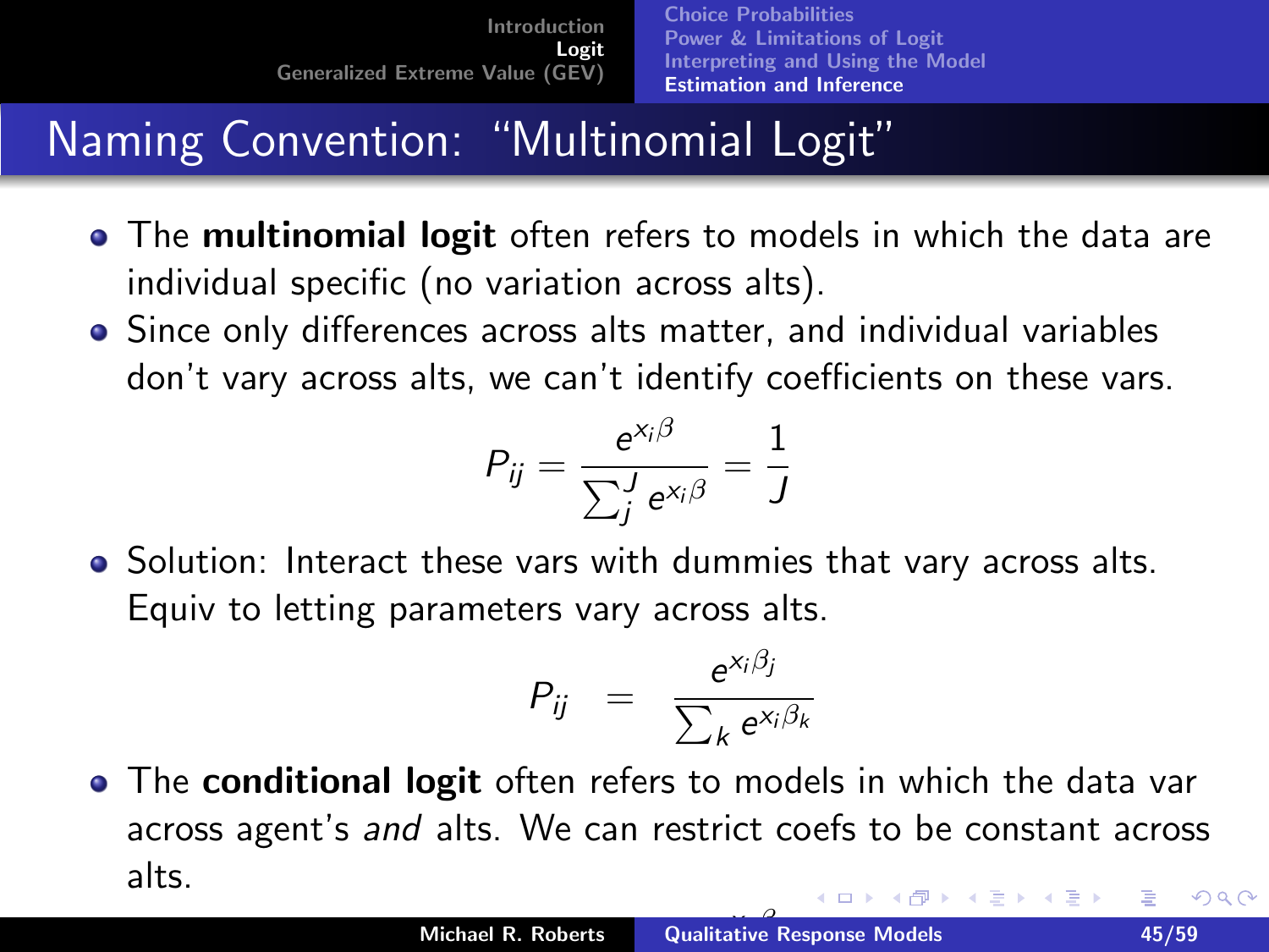# Naming Convention: "Multinomial Logit"

- The **multinomial logit** often refers to models in which the data are individual specific (no variation across alts).
- Since only differences across alts matter, and individual variables don't vary across alts, we can't identify coefficients on these vars.

$$P_{ij} = \frac{e^{x_i \beta}}{\sum_j^J e^{x_i \beta}} = \frac{1}{J}$$

- Solution: Interact these vars with dummies that vary across alts. Equiv to letting parameters vary across alts.

$$P_{ij} = \frac{e^{x_i \beta_j}}{\sum_k e^{x_i \beta_k}}$$

- The **conditional logit** often refers to models in which the data var across agent's *and* alts. We can restrict coefs to be constant across alts.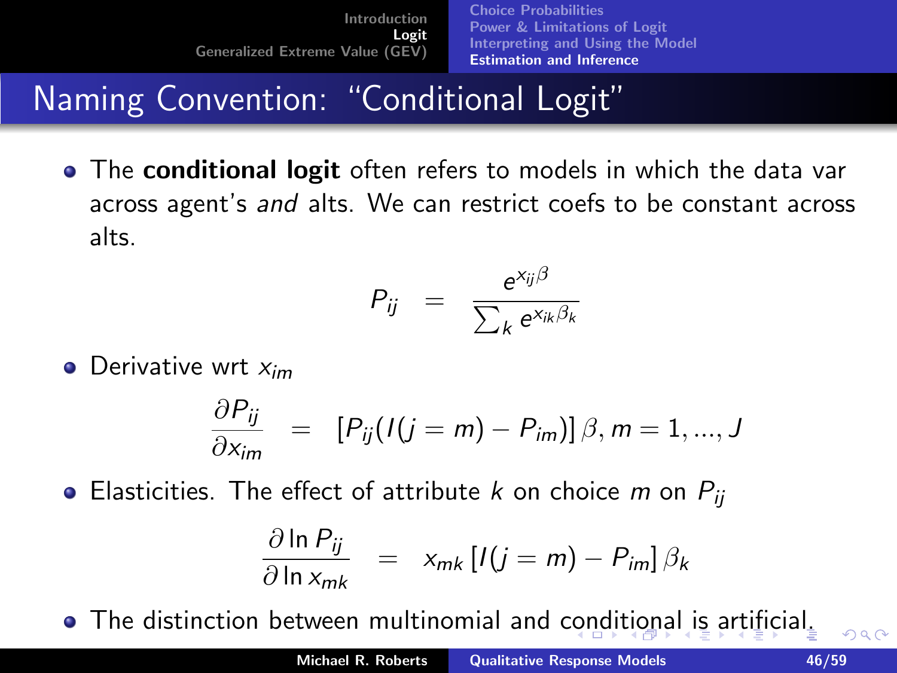# Naming Convention: "Conditional Logit"

- The **conditional logit** often refers to models in which the data var across agent's *and* alts. We can restrict coefs to be constant across alts.

$$P_{ij} = \frac{e^{x_{ij}\beta}}{\sum_k e^{x_{ik}\beta_k}}$$

- Derivative wrt $x_{im}$

$$\frac{\partial P_{ij}}{\partial x_{im}} = \left[ P_{ij}(I(j=m) - P_{im}) \right] \beta, m = 1, ..., J$$

- Elasticities. The effect of attribute $k$ on choice $m$ on $P_{ij}$

$$\frac{\partial \ln P_{ij}}{\partial \ln x_{mk}} = x_{mk} \left[ I(j=m) - P_{im} \right] \beta_k$$

- The distinction between multinomial and conditional is artificial.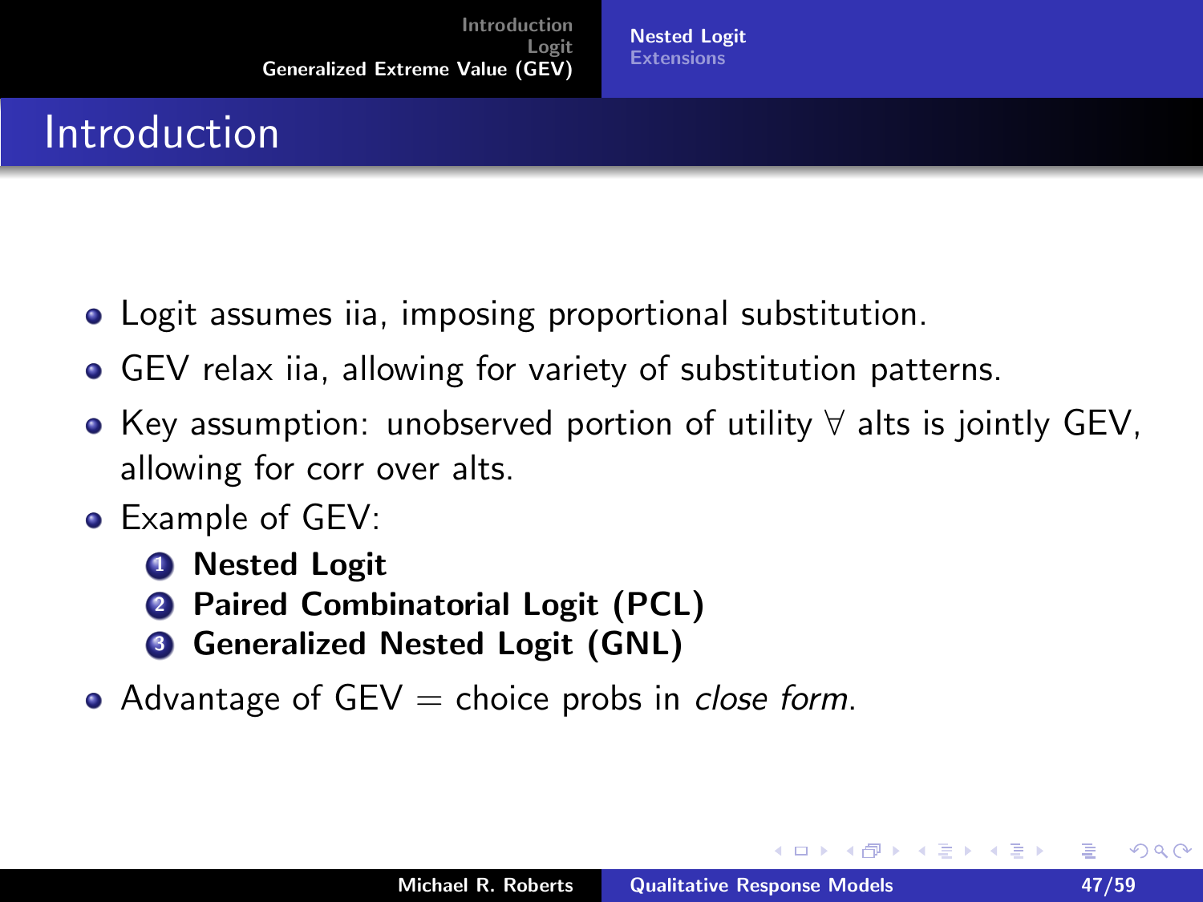# Introduction

- Logit assumes iia, imposing proportional substitution.
- GEV relax iia, allowing for variety of substitution patterns.
- Key assumption: unobserved portion of utility $\forall$ alts is jointly GEV, allowing for corr over alts.
- Example of GEV:
  1. **Nested Logit**
  2. **Paired Combinatorial Logit (PCL)**
  3. **Generalized Nested Logit (GNL)**
- Advantage of GEV = choice probs in *close form*.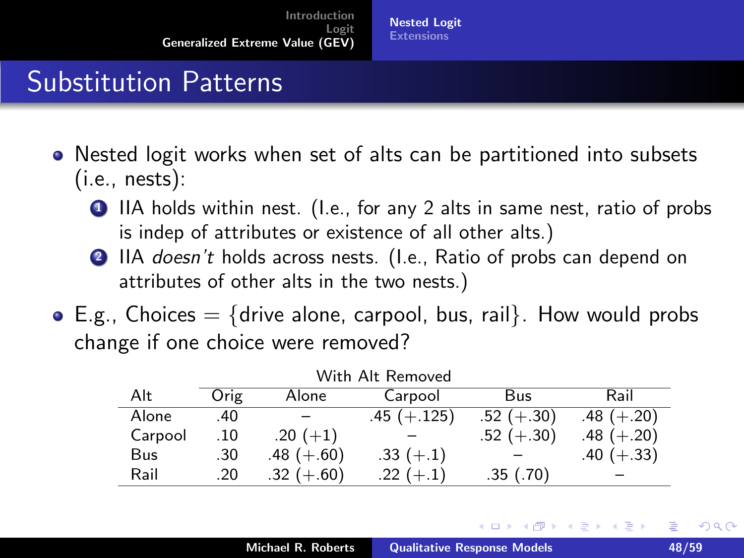## Substitution Patterns

- Nested logit works when set of alts can be partitioned into subsets (i.e., nests):
  1. IIA holds within nest. (I.e., for any 2 alts in same nest, ratio of probs is indep of attributes or existence of all other alts.)
  2. IIA *doesn't* holds across nests. (I.e., Ratio of probs can depend on attributes of other alts in the two nests.)
- E.g., Choices = {drive alone, carpool, bus, rail}. How would probs change if one choice were removed?

| | | With Alt Removed | | | |
|---|---|---|---|---|---|
| Alt | Orig | Alone | Carpool | Bus | Rail |
| Alone | .40 | – | .45 (+.125) | .52 (+.30) | .48 (+.20) |
| Carpool | .10 | .20 (+1) | – | .52 (+.30) | .48 (+.20) |
| Bus | .30 | .48 (+.60) | .33 (+.1) | – | .40 (+.33) |
| Rail | .20 | .32 (+.60) | .22 (+.1) | .35 (.70) | – |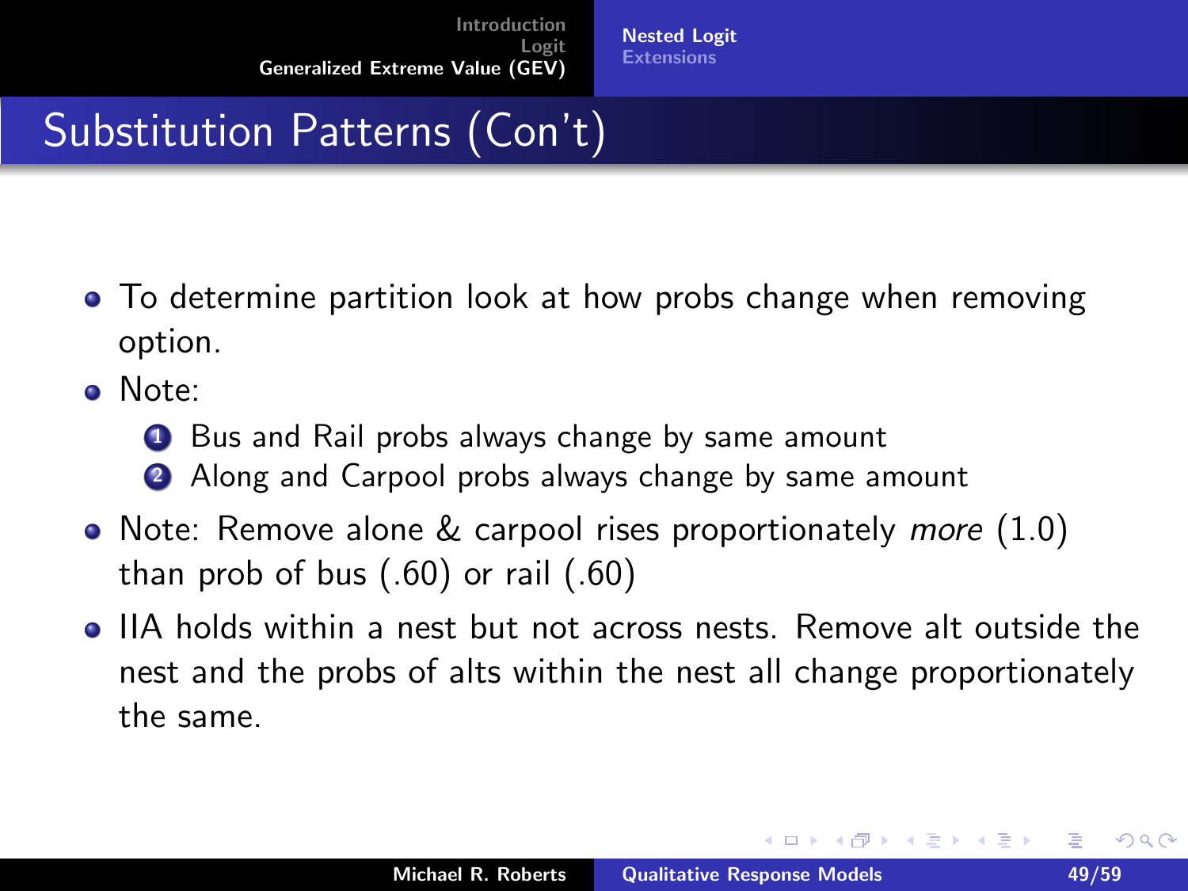# Substitution Patterns (Con't)

- To determine partition look at how probs change when removing option.
- Note:
  1. Bus and Rail probs always change by same amount
  2. Along and Carpool probs always change by same amount
- Note: Remove alone & carpool rises proportionately *more* (1.0) than prob of bus (.60) or rail (.60)
- IIA holds within a nest but not across nests. Remove alt outside the nest and the probs of alts within the nest all change proportionately the same.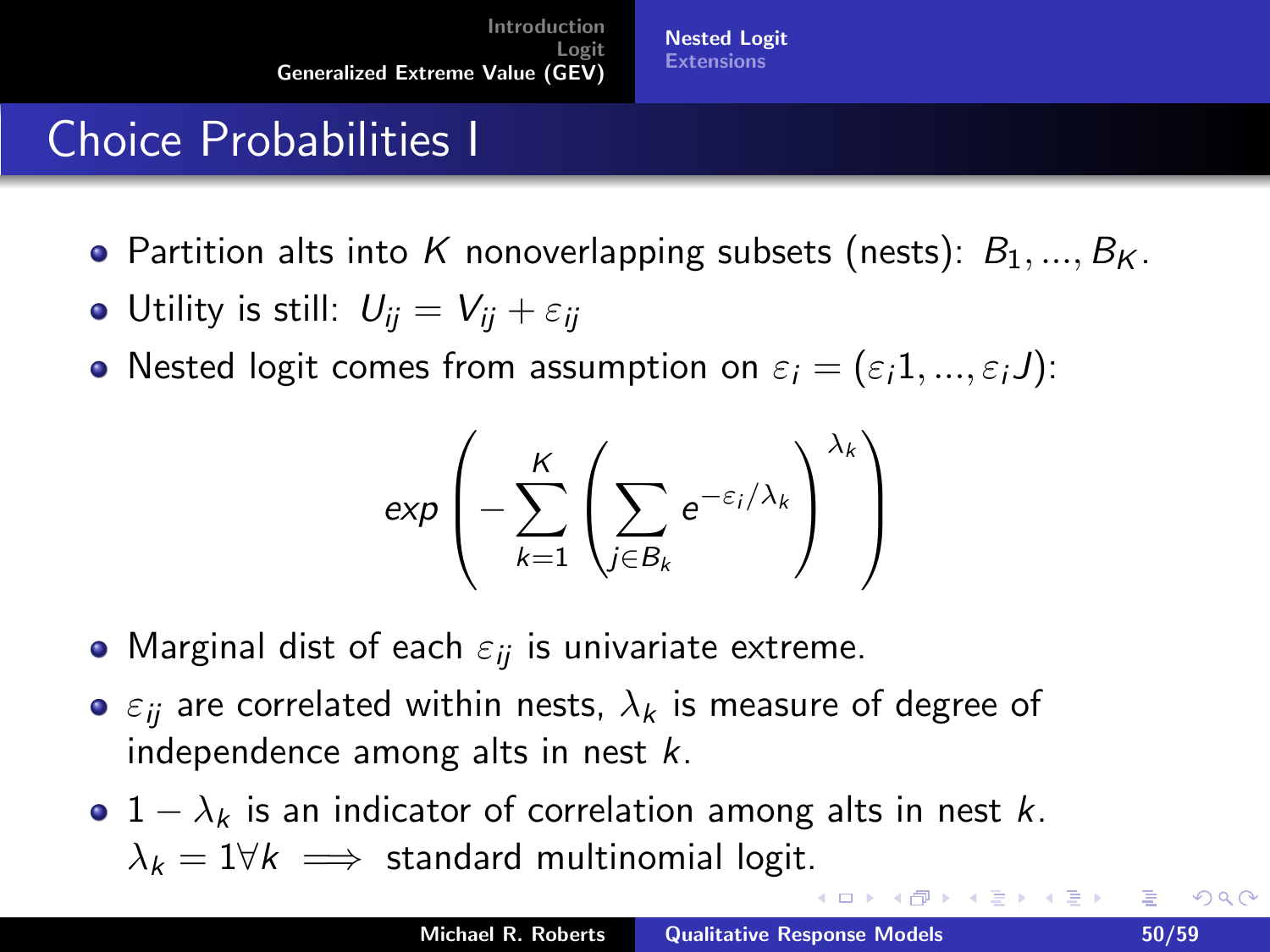# Choice Probabilities I

- Partition alts into $K$ nonoverlapping subsets (nests): $B_1, ..., B_K$.
- Utility is still: $U_{ij} = V_{ij} + \varepsilon_{ij}$
- Nested logit comes from assumption on $\varepsilon_i = (\varepsilon_i 1, ..., \varepsilon_i J)$:

$$exp\left(-\sum_{k=1}^{K}\left(\sum_{j\in B_k} e^{-\varepsilon_i/\lambda_k}\right)^{\lambda_k}\right)$$

- Marginal dist of each $\varepsilon_{ij}$ is univariate extreme.
- $\varepsilon_{ij}$ are correlated within nests, $\lambda_k$ is measure of degree of independence among alts in nest $k$.
- $1 - \lambda_k$ is an indicator of correlation among alts in nest $k$. $\lambda_k = 1 \forall k \implies$ standard multinomial logit.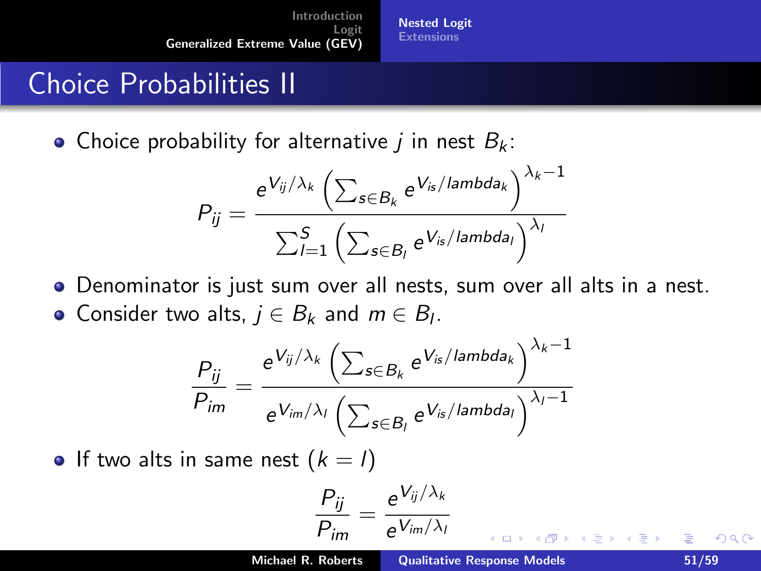# Choice Probabilities II

- Choice probability for alternative $j$ in nest $B_k$:

$$P_{ij} = \frac{e^{V_{ij}/\lambda_k} \left( \sum_{s \in B_k} e^{V_{is}/lambda_k} \right)^{\lambda_k - 1}}{\sum_{l=1}^{S} \left( \sum_{s \in B_l} e^{V_{is}/lambda_l} \right)^{\lambda_l}}$$

- Denominator is just sum over all nests, sum over all alts in a nest.
- Consider two alts, $j \in B_k$ and $m \in B_l$.

$$\frac{P_{ij}}{P_{im}} = \frac{e^{V_{ij}/\lambda_k} \left( \sum_{s \in B_k} e^{V_{is}/lambda_k} \right)^{\lambda_k - 1}}{e^{V_{im}/\lambda_l} \left( \sum_{s \in B_l} e^{V_{is}/lambda_l} \right)^{\lambda_l - 1}}$$

- If two alts in same nest ($k = l$)

$$\frac{P_{ij}}{P_{im}} = \frac{e^{V_{ij}/\lambda_k}}{e^{V_{im}/\lambda_l}}$$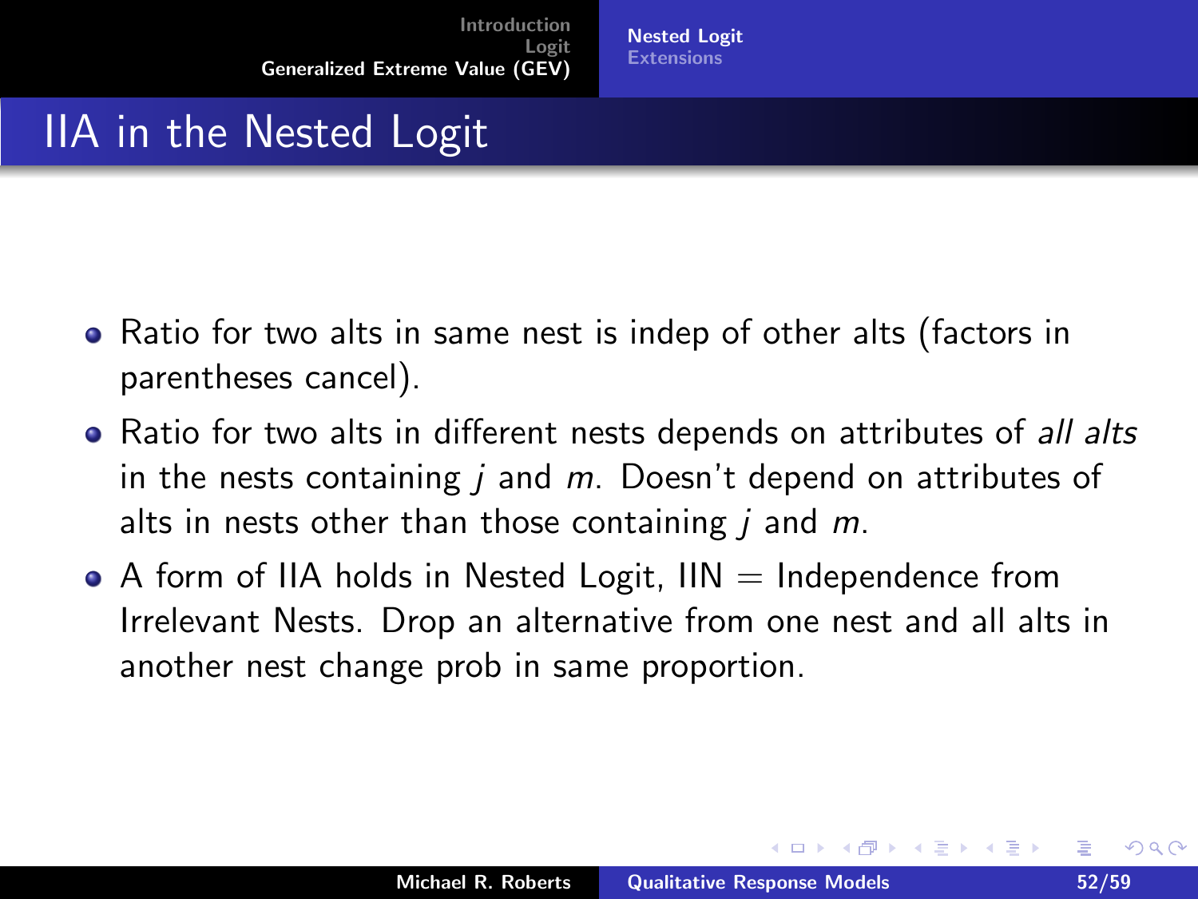# IIA in the Nested Logit

- Ratio for two alts in same nest is indep of other alts (factors in parentheses cancel).
- Ratio for two alts in different nests depends on attributes of *all alts* in the nests containing $j$ and $m$. Doesn't depend on attributes of alts in nests other than those containing $j$ and $m$.
- A form of IIA holds in Nested Logit, IIN = Independence from Irrelevant Nests. Drop an alternative from one nest and all alts in another nest change prob in same proportion.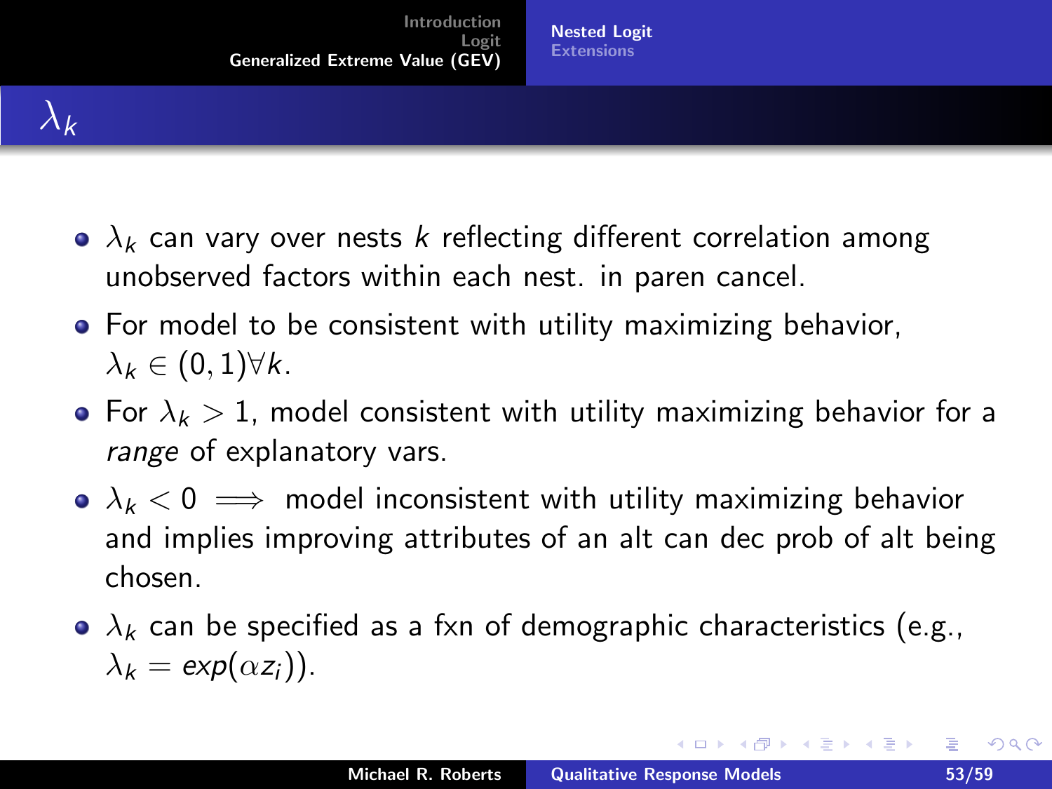# $\lambda_k$

- $\lambda_k$ can vary over nests $k$ reflecting different correlation among unobserved factors within each nest. in paren cancel.
- For model to be consistent with utility maximizing behavior, $\lambda_k \in (0, 1) \forall k$.
- For $\lambda_k > 1$, model consistent with utility maximizing behavior for a *range* of explanatory vars.
- $\lambda_k < 0 \implies$ model inconsistent with utility maximizing behavior and implies improving attributes of an alt can dec prob of alt being chosen.
- $\lambda_k$ can be specified as a fxn of demographic characteristics (e.g., $\lambda_k = exp(\alpha z_i)$).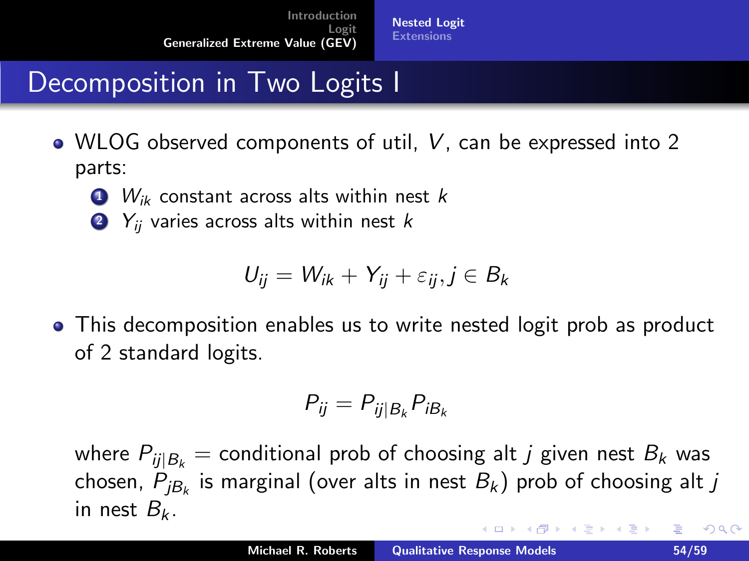# Decomposition in Two Logits I

- WLOG observed components of util, $V$, can be expressed into 2 parts:
  1. $W_{ik}$ constant across alts within nest $k$
  2. $Y_{ij}$ varies across alts within nest $k$

$$U_{ij} = W_{ik} + Y_{ij} + \varepsilon_{ij}, j \in B_k$$

- This decomposition enables us to write nested logit prob as product of 2 standard logits.

$$P_{ij} = P_{ij|B_k} P_{iB_k}$$

where $P_{ij|B_k}$ = conditional prob of choosing alt $j$ given nest $B_k$ was chosen, $P_{jB_k}$ is marginal (over alts in nest $B_k$) prob of choosing alt $j$ in nest $B_k$.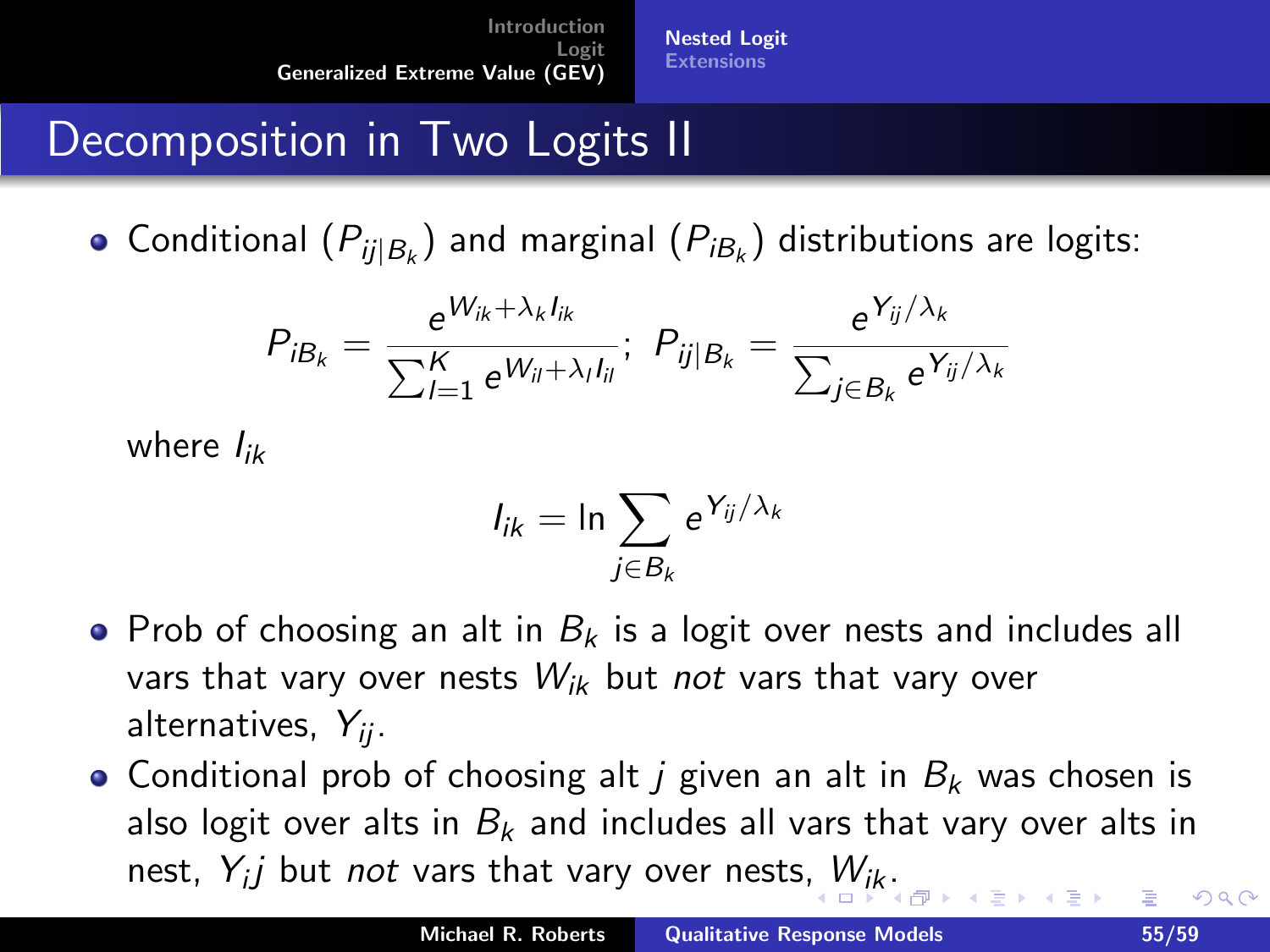# Decomposition in Two Logits II

- Conditional ($P_{ij|B_k}$) and marginal ($P_{iB_k}$) distributions are logits:

$$P_{iB_k} = \frac{e^{W_{ik}+\lambda_k I_{ik}}}{\sum_{l=1}^{K} e^{W_{il}+\lambda_l I_{il}}};\ P_{ij|B_k} = \frac{e^{Y_{ij}/\lambda_k}}{\sum_{j\in B_k} e^{Y_{ij}/\lambda_k}}$$

where $I_{ik}$

$$I_{ik} = \ln \sum_{j\in B_k} e^{Y_{ij}/\lambda_k}$$

- Prob of choosing an alt in $B_k$ is a logit over nests and includes all vars that vary over nests $W_{ik}$ but *not* vars that vary over alternatives, $Y_{ij}$.
- Conditional prob of choosing alt $j$ given an alt in $B_k$ was chosen is also logit over alts in $B_k$ and includes all vars that vary over alts in nest, $Y_i j$ but *not* vars that vary over nests, $W_{ik}$.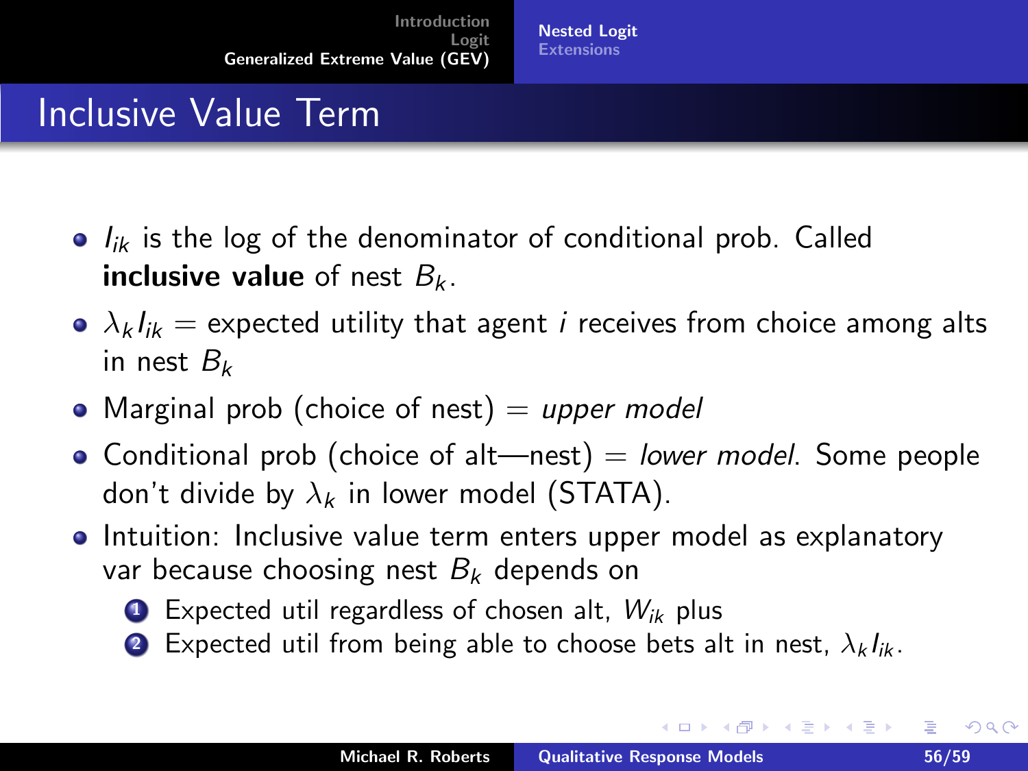# Inclusive Value Term

- $I_{ik}$ is the log of the denominator of conditional prob. Called **inclusive value** of nest $B_k$.
- $\lambda_k I_{ik}$ = expected utility that agent *i* receives from choice among alts in nest $B_k$
- Marginal prob (choice of nest) = *upper model*
- Conditional prob (choice of alt—nest) = *lower model*. Some people don't divide by $\lambda_k$ in lower model (STATA).
- Intuition: Inclusive value term enters upper model as explanatory var because choosing nest $B_k$ depends on
  1. Expected util regardless of chosen alt, $W_{ik}$ plus
  2. Expected util from being able to choose bets alt in nest, $\lambda_k I_{ik}$.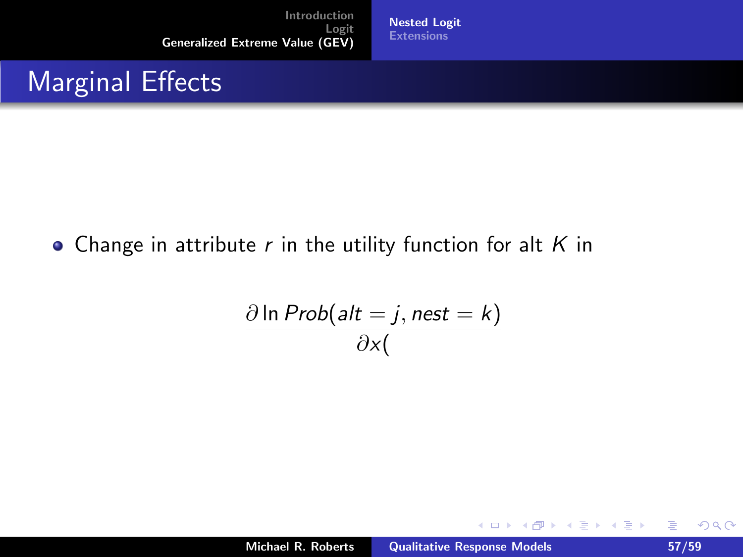# Marginal Effects

- Change in attribute $r$ in the utility function for alt $K$ in

$$\frac{\partial \ln Prob(alt = j, nest = k)}{\partial x(}$$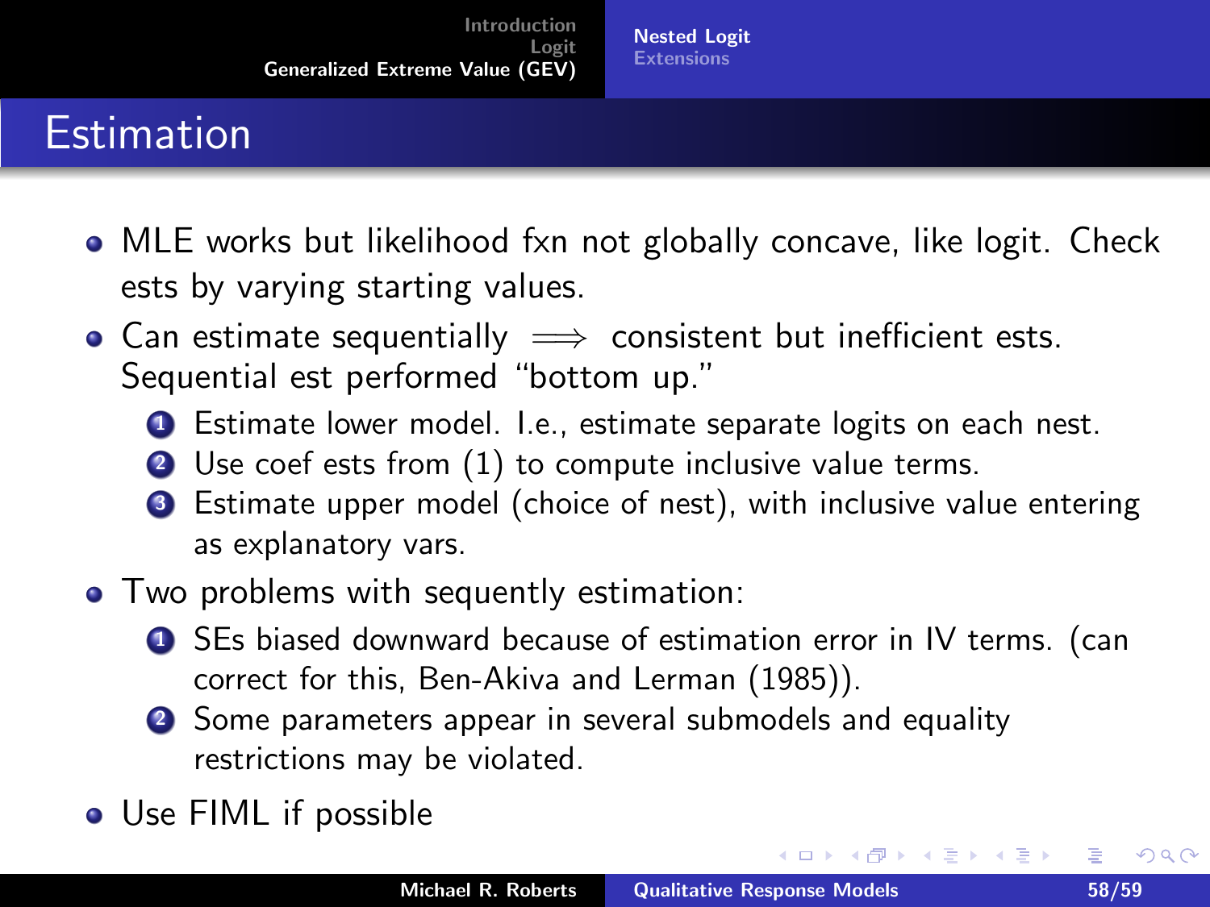# Estimation

- MLE works but likelihood fxn not globally concave, like logit. Check ests by varying starting values.
- Can estimate sequentially $\implies$ consistent but inefficient ests. Sequential est performed "bottom up."
  1. Estimate lower model. I.e., estimate separate logits on each nest.
  2. Use coef ests from (1) to compute inclusive value terms.
  3. Estimate upper model (choice of nest), with inclusive value entering as explanatory vars.
- Two problems with sequently estimation:
  1. SEs biased downward because of estimation error in IV terms. (can correct for this, Ben-Akiva and Lerman (1985)).
  2. Some parameters appear in several submodels and equality restrictions may be violated.
- Use FIML if possible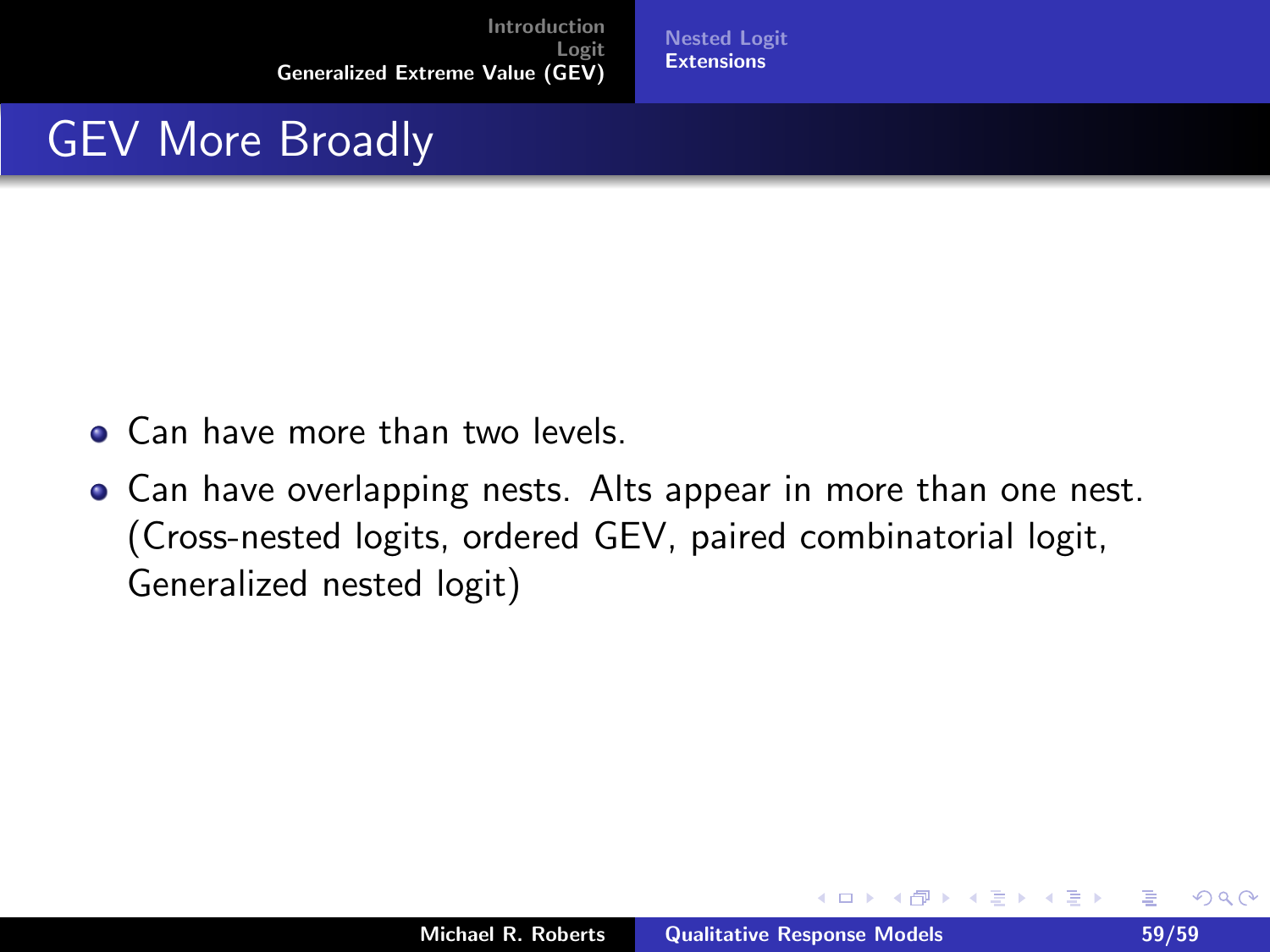# GEV More Broadly

- Can have more than two levels.
- Can have overlapping nests. Alts appear in more than one nest. (Cross-nested logits, ordered GEV, paired combinatorial logit, Generalized nested logit)